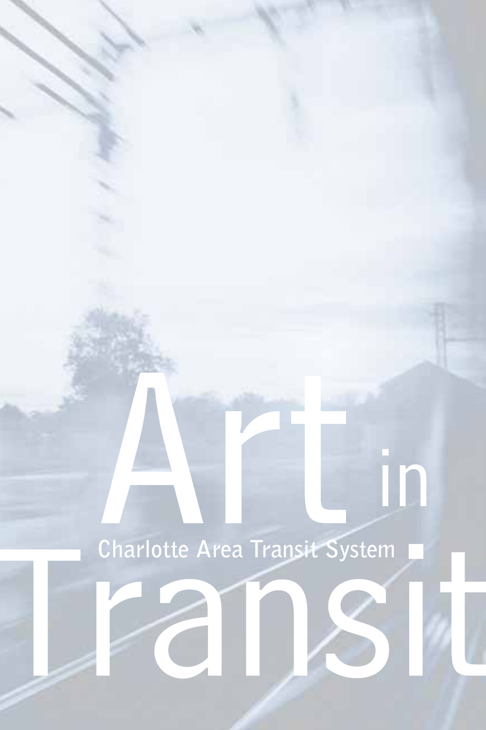# Art in Transit

Charlotte Area Transit System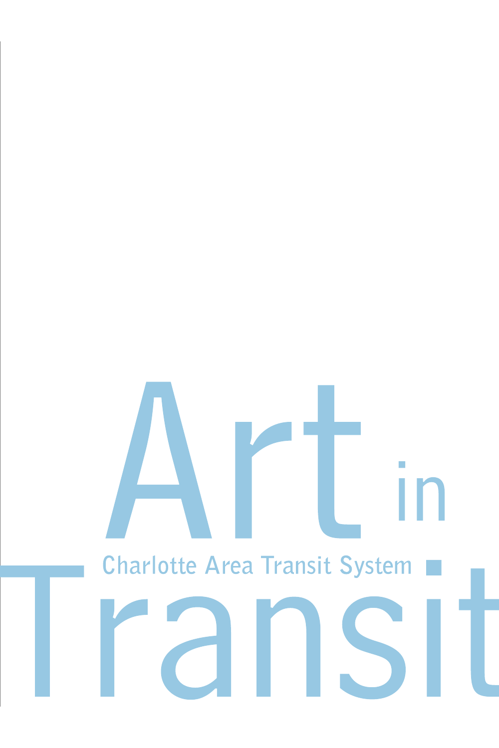# Art in Transit

## Charlotte Area Transit System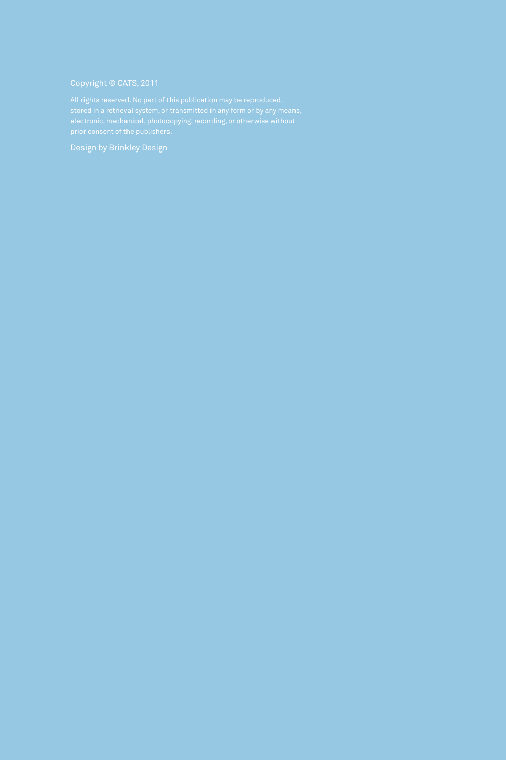Copyright © CATS, 2011

All rights reserved. No part of this publication may be reproduced, stored in a retrieval system, or transmitted in any form or by any means, electronic, mechanical, photocopying, recording, or otherwise without prior consent of the publishers.

Design by Brinkley Design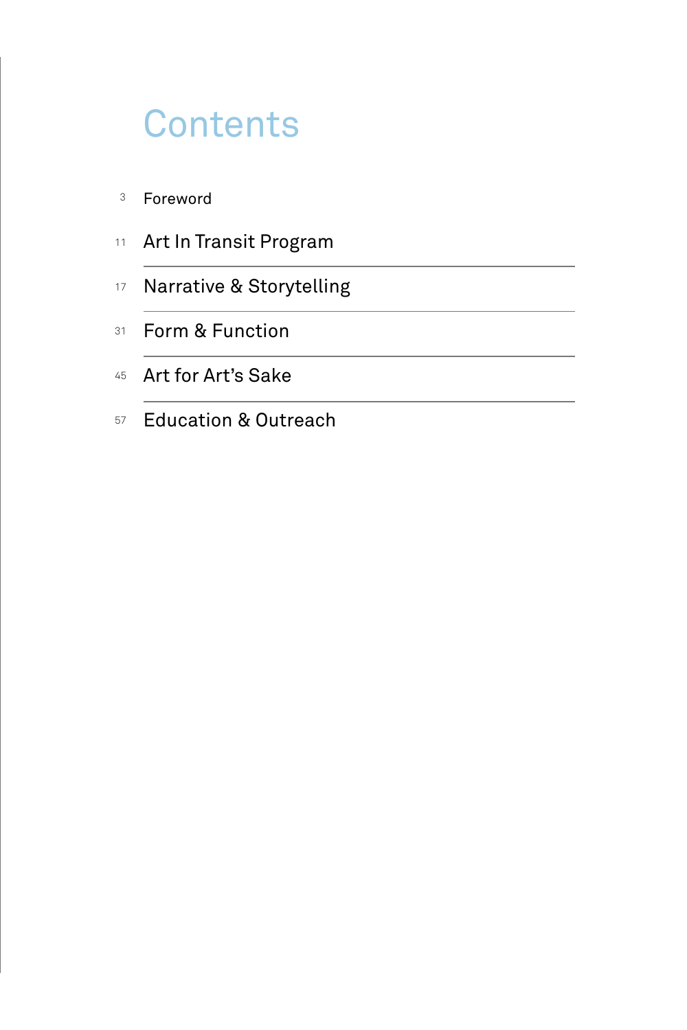# Contents

3 Foreword

11 Art In Transit Program

17 Narrative & Storytelling

31 Form & Function

45 Art for Art's Sake

57 Education & Outreach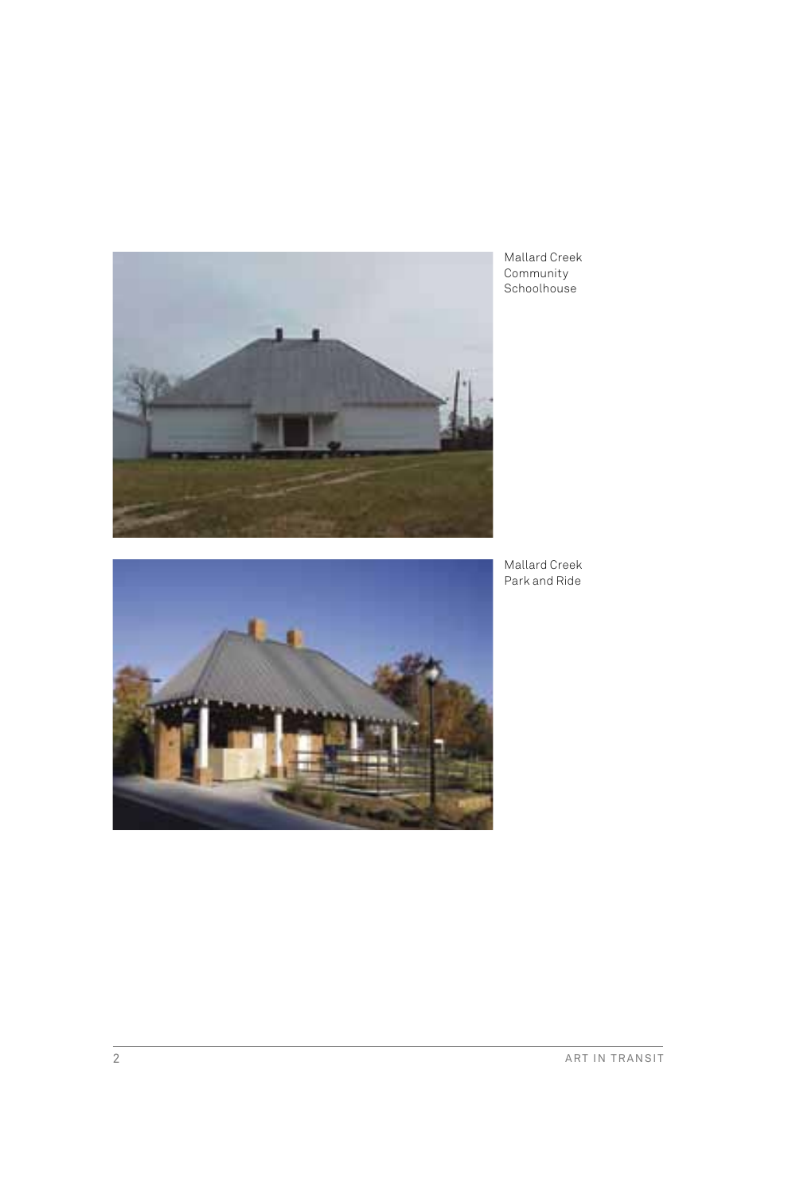Mallard Creek Community Schoolhouse

Mallard Creek Park and Ride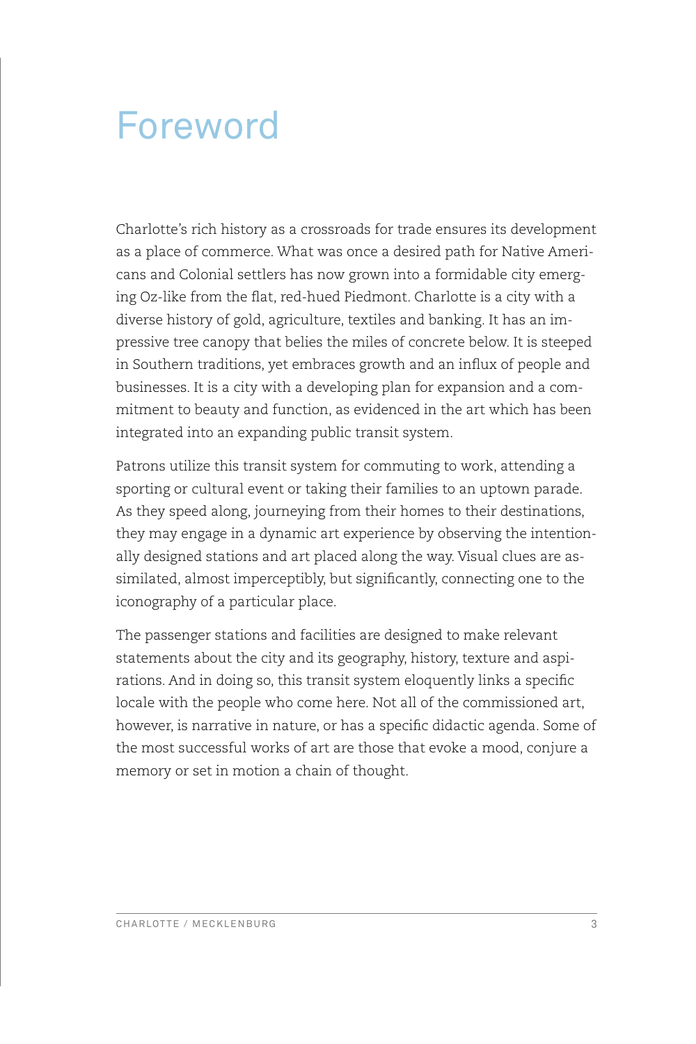# Foreword

Charlotte's rich history as a crossroads for trade ensures its development as a place of commerce. What was once a desired path for Native Americans and Colonial settlers has now grown into a formidable city emerging Oz-like from the flat, red-hued Piedmont. Charlotte is a city with a diverse history of gold, agriculture, textiles and banking. It has an impressive tree canopy that belies the miles of concrete below. It is steeped in Southern traditions, yet embraces growth and an influx of people and businesses. It is a city with a developing plan for expansion and a commitment to beauty and function, as evidenced in the art which has been integrated into an expanding public transit system.

Patrons utilize this transit system for commuting to work, attending a sporting or cultural event or taking their families to an uptown parade. As they speed along, journeying from their homes to their destinations, they may engage in a dynamic art experience by observing the intentionally designed stations and art placed along the way. Visual clues are assimilated, almost imperceptibly, but significantly, connecting one to the iconography of a particular place.

The passenger stations and facilities are designed to make relevant statements about the city and its geography, history, texture and aspirations. And in doing so, this transit system eloquently links a specific locale with the people who come here. Not all of the commissioned art, however, is narrative in nature, or has a specific didactic agenda. Some of the most successful works of art are those that evoke a mood, conjure a memory or set in motion a chain of thought.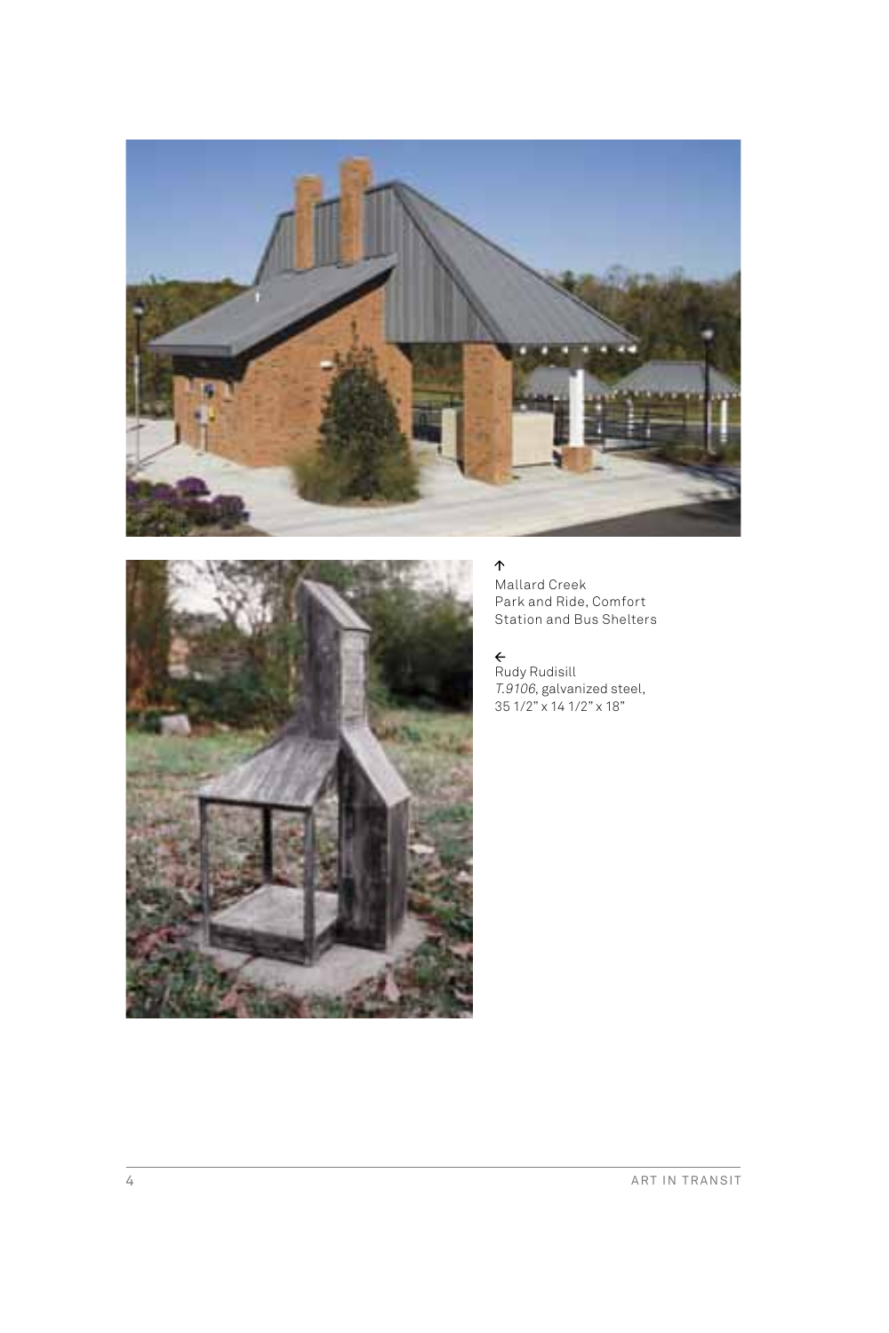↑
Mallard Creek
Park and Ride, Comfort
Station and Bus Shelters

←
Rudy Rudisill
*T.9106*, galvanized steel,
35 1/2" x 14 1/2" x 18"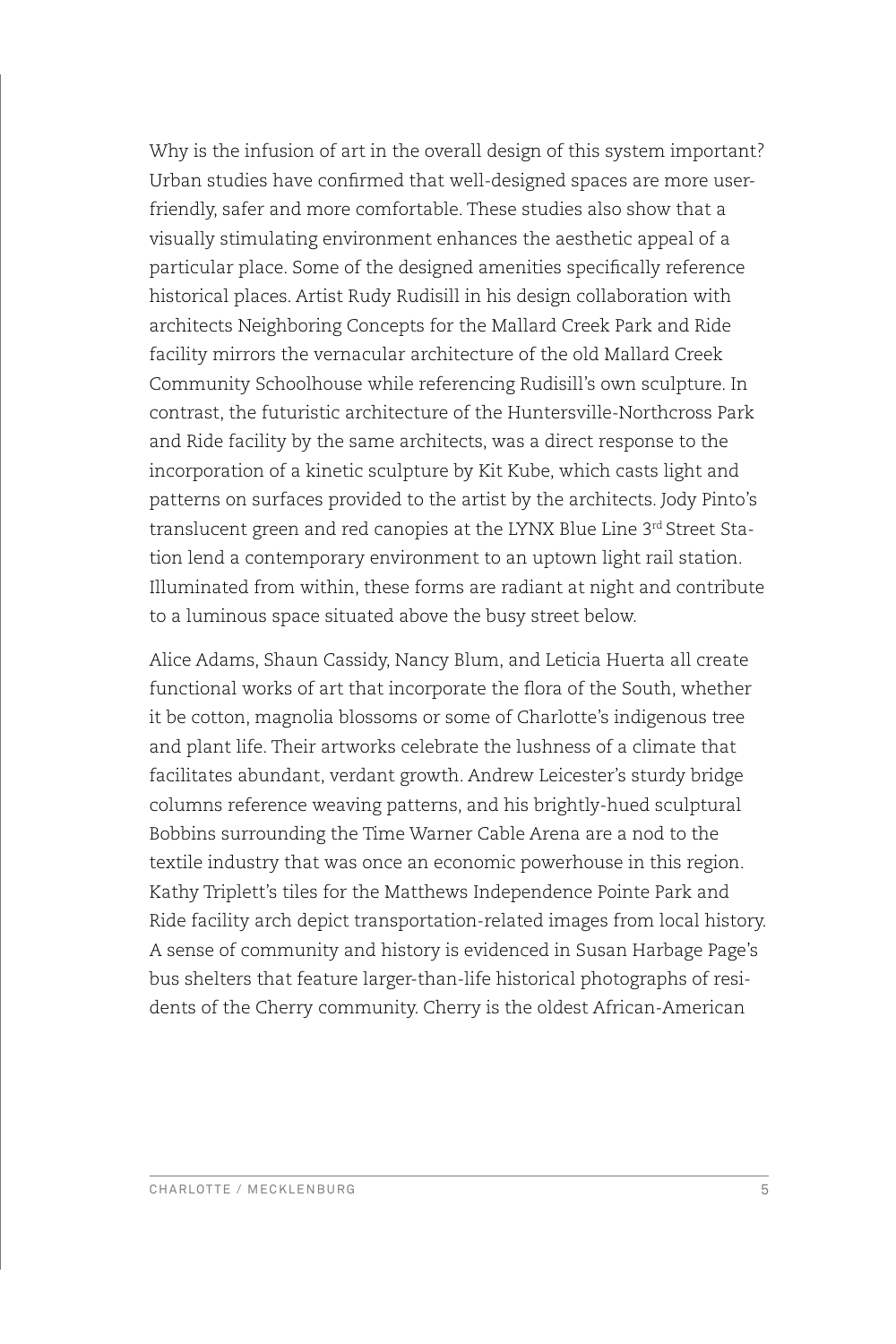Why is the infusion of art in the overall design of this system important? Urban studies have confirmed that well-designed spaces are more user-friendly, safer and more comfortable. These studies also show that a visually stimulating environment enhances the aesthetic appeal of a particular place. Some of the designed amenities specifically reference historical places. Artist Rudy Rudisill in his design collaboration with architects Neighboring Concepts for the Mallard Creek Park and Ride facility mirrors the vernacular architecture of the old Mallard Creek Community Schoolhouse while referencing Rudisill's own sculpture. In contrast, the futuristic architecture of the Huntersville-Northcross Park and Ride facility by the same architects, was a direct response to the incorporation of a kinetic sculpture by Kit Kube, which casts light and patterns on surfaces provided to the artist by the architects. Jody Pinto's translucent green and red canopies at the LYNX Blue Line 3rd Street Station lend a contemporary environment to an uptown light rail station. Illuminated from within, these forms are radiant at night and contribute to a luminous space situated above the busy street below.

Alice Adams, Shaun Cassidy, Nancy Blum, and Leticia Huerta all create functional works of art that incorporate the flora of the South, whether it be cotton, magnolia blossoms or some of Charlotte's indigenous tree and plant life. Their artworks celebrate the lushness of a climate that facilitates abundant, verdant growth. Andrew Leicester's sturdy bridge columns reference weaving patterns, and his brightly-hued sculptural Bobbins surrounding the Time Warner Cable Arena are a nod to the textile industry that was once an economic powerhouse in this region. Kathy Triplett's tiles for the Matthews Independence Pointe Park and Ride facility arch depict transportation-related images from local history. A sense of community and history is evidenced in Susan Harbage Page's bus shelters that feature larger-than-life historical photographs of residents of the Cherry community. Cherry is the oldest African-American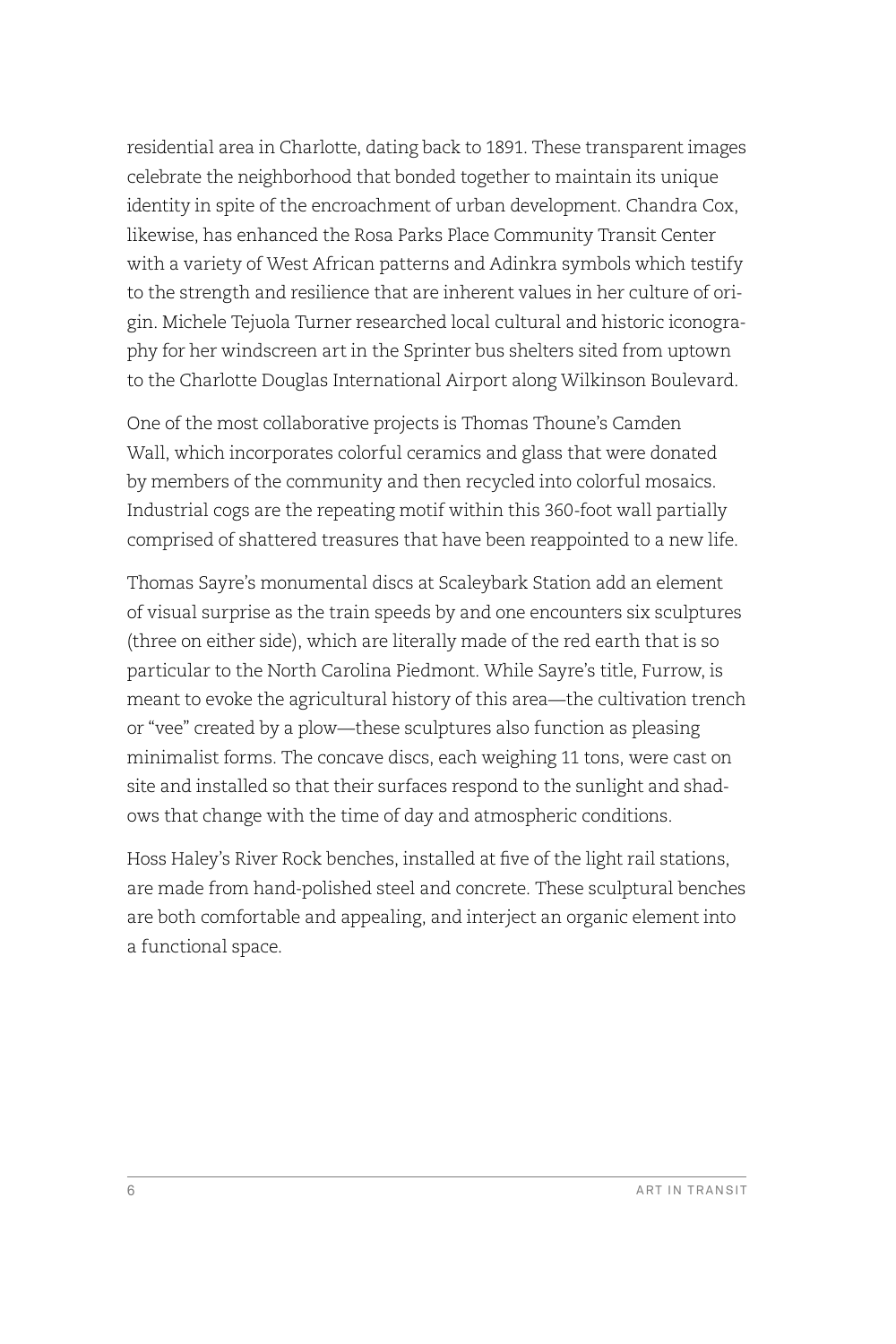residential area in Charlotte, dating back to 1891. These transparent images celebrate the neighborhood that bonded together to maintain its unique identity in spite of the encroachment of urban development. Chandra Cox, likewise, has enhanced the Rosa Parks Place Community Transit Center with a variety of West African patterns and Adinkra symbols which testify to the strength and resilience that are inherent values in her culture of origin. Michele Tejuola Turner researched local cultural and historic iconography for her windscreen art in the Sprinter bus shelters sited from uptown to the Charlotte Douglas International Airport along Wilkinson Boulevard.

One of the most collaborative projects is Thomas Thoune's Camden Wall, which incorporates colorful ceramics and glass that were donated by members of the community and then recycled into colorful mosaics. Industrial cogs are the repeating motif within this 360-foot wall partially comprised of shattered treasures that have been reappointed to a new life.

Thomas Sayre's monumental discs at Scaleybark Station add an element of visual surprise as the train speeds by and one encounters six sculptures (three on either side), which are literally made of the red earth that is so particular to the North Carolina Piedmont. While Sayre's title, Furrow, is meant to evoke the agricultural history of this area—the cultivation trench or "vee" created by a plow—these sculptures also function as pleasing minimalist forms. The concave discs, each weighing 11 tons, were cast on site and installed so that their surfaces respond to the sunlight and shadows that change with the time of day and atmospheric conditions.

Hoss Haley's River Rock benches, installed at five of the light rail stations, are made from hand-polished steel and concrete. These sculptural benches are both comfortable and appealing, and interject an organic element into a functional space.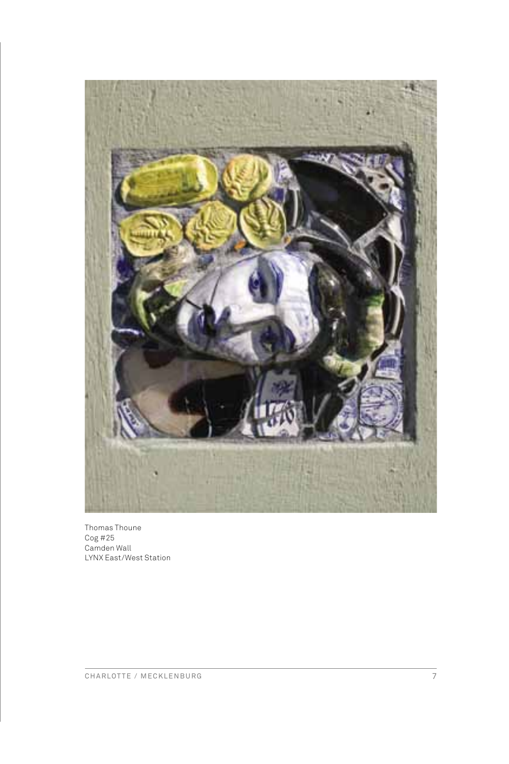Thomas Thoune
Cog #25
Camden Wall
LYNX East/West Station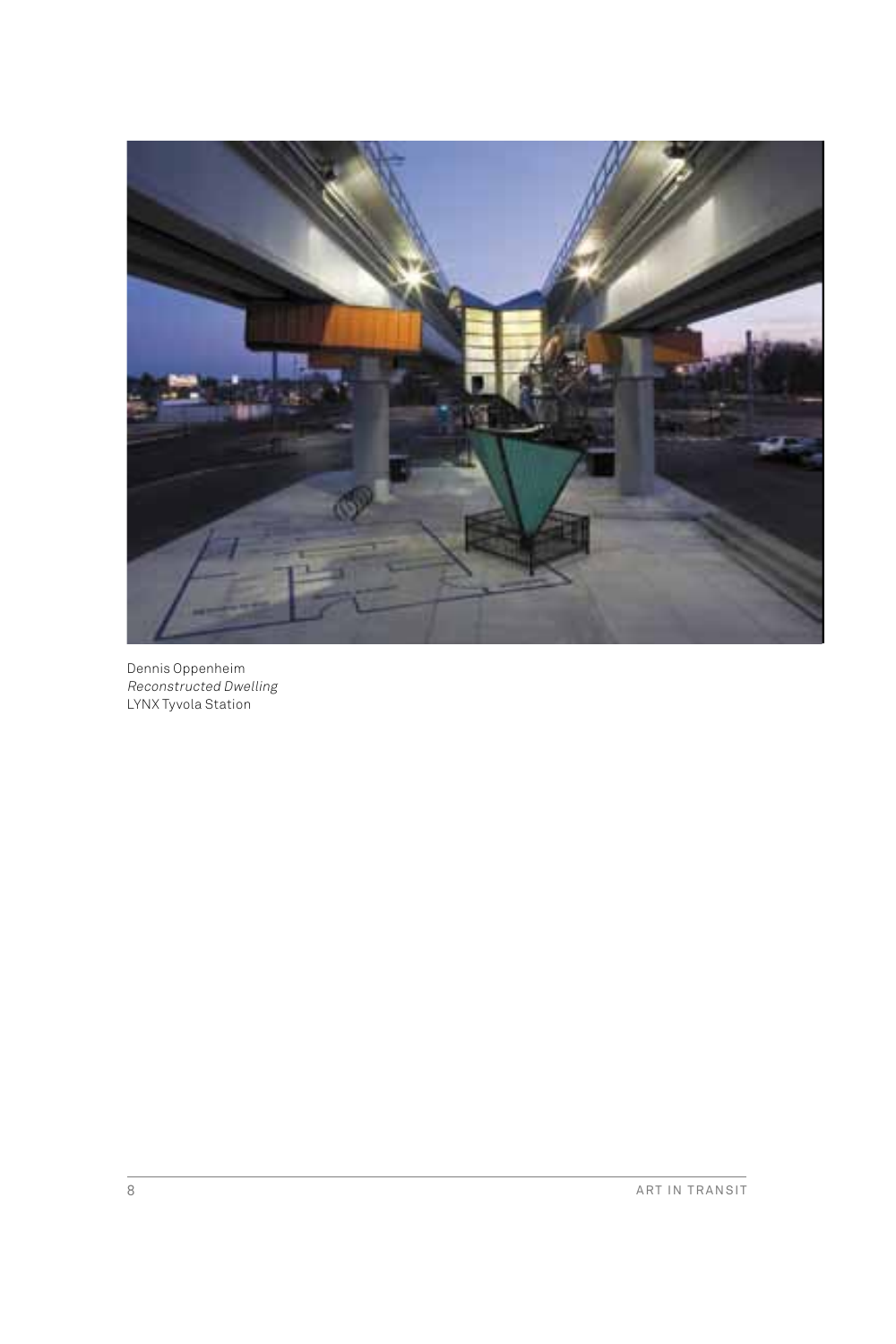Dennis Oppenheim
*Reconstructed Dwelling*
LYNX Tyvola Station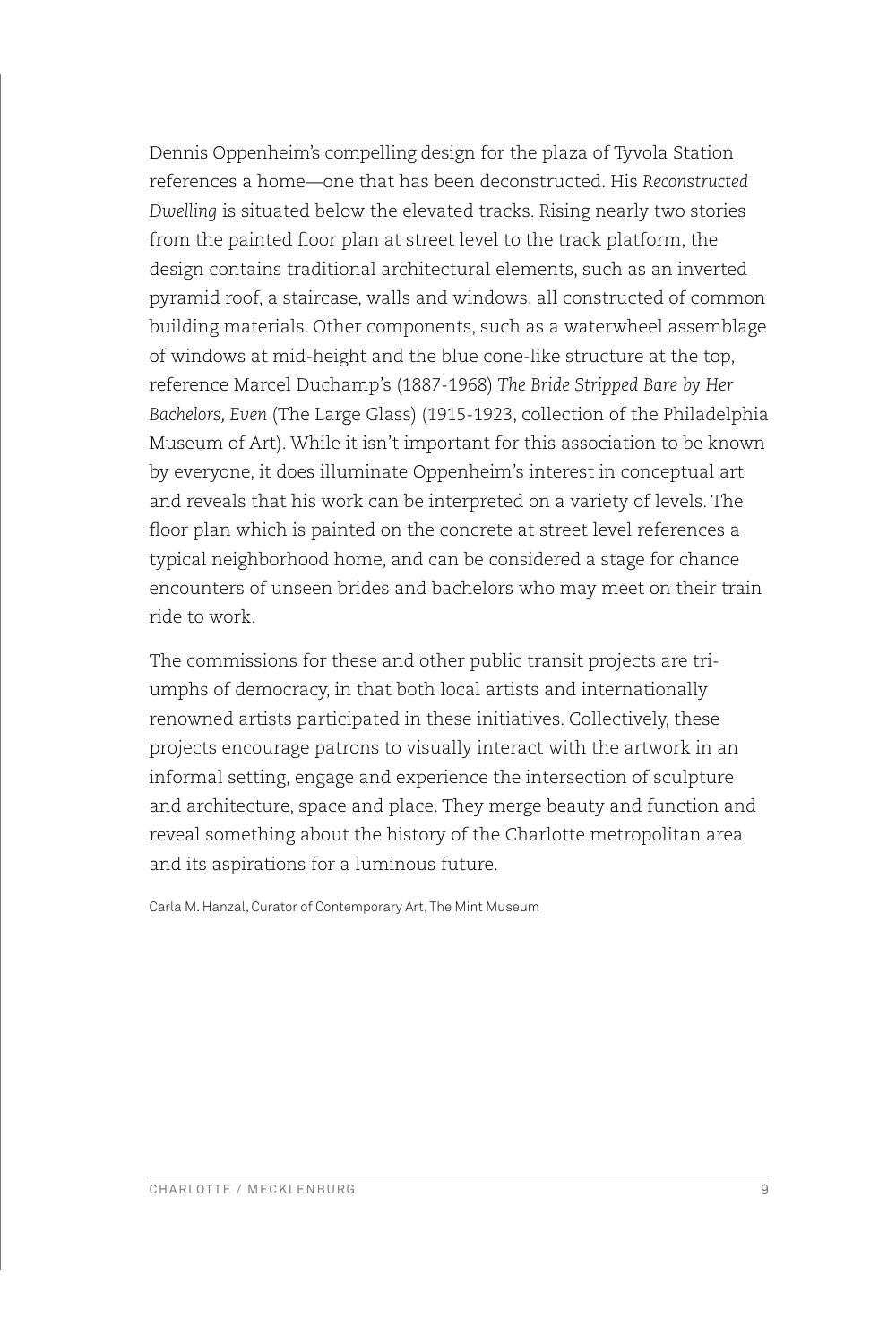Dennis Oppenheim's compelling design for the plaza of Tyvola Station references a home—one that has been deconstructed. His *Reconstructed Dwelling* is situated below the elevated tracks. Rising nearly two stories from the painted floor plan at street level to the track platform, the design contains traditional architectural elements, such as an inverted pyramid roof, a staircase, walls and windows, all constructed of common building materials. Other components, such as a waterwheel assemblage of windows at mid-height and the blue cone-like structure at the top, reference Marcel Duchamp's (1887-1968) *The Bride Stripped Bare by Her Bachelors, Even* (The Large Glass) (1915-1923, collection of the Philadelphia Museum of Art). While it isn't important for this association to be known by everyone, it does illuminate Oppenheim's interest in conceptual art and reveals that his work can be interpreted on a variety of levels. The floor plan which is painted on the concrete at street level references a typical neighborhood home, and can be considered a stage for chance encounters of unseen brides and bachelors who may meet on their train ride to work.

The commissions for these and other public transit projects are triumphs of democracy, in that both local artists and internationally renowned artists participated in these initiatives. Collectively, these projects encourage patrons to visually interact with the artwork in an informal setting, engage and experience the intersection of sculpture and architecture, space and place. They merge beauty and function and reveal something about the history of the Charlotte metropolitan area and its aspirations for a luminous future.

Carla M. Hanzal, Curator of Contemporary Art, The Mint Museum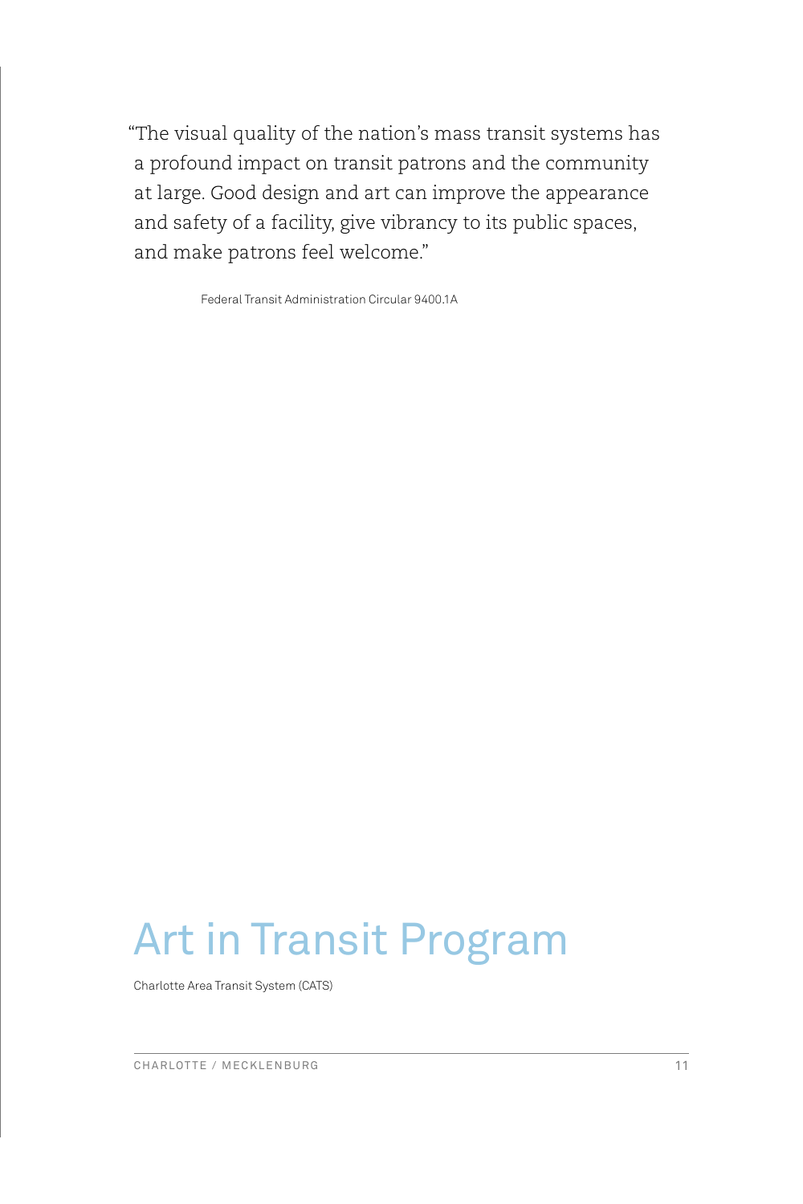"The visual quality of the nation's mass transit systems has a profound impact on transit patrons and the community at large. Good design and art can improve the appearance and safety of a facility, give vibrancy to its public spaces, and make patrons feel welcome."

Federal Transit Administration Circular 9400.1A

# Art in Transit Program

Charlotte Area Transit System (CATS)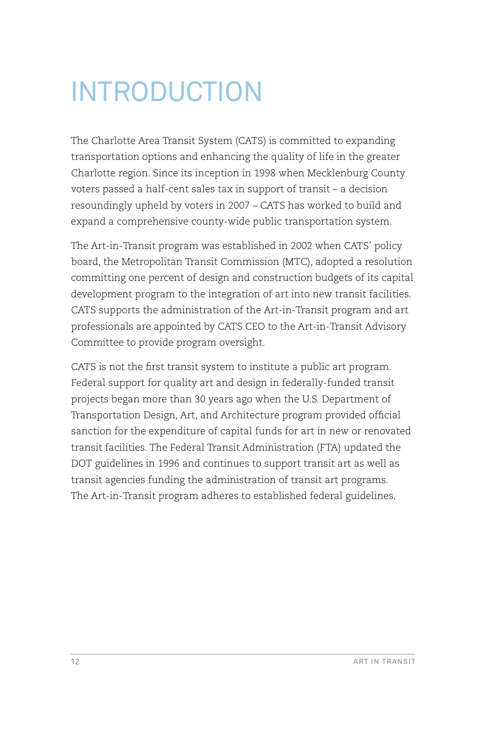# INTRODUCTION

The Charlotte Area Transit System (CATS) is committed to expanding transportation options and enhancing the quality of life in the greater Charlotte region. Since its inception in 1998 when Mecklenburg County voters passed a half-cent sales tax in support of transit – a decision resoundingly upheld by voters in 2007 – CATS has worked to build and expand a comprehensive county-wide public transportation system.

The Art-in-Transit program was established in 2002 when CATS' policy board, the Metropolitan Transit Commission (MTC), adopted a resolution committing one percent of design and construction budgets of its capital development program to the integration of art into new transit facilities. CATS supports the administration of the Art-in-Transit program and art professionals are appointed by CATS CEO to the Art-in-Transit Advisory Committee to provide program oversight.

CATS is not the first transit system to institute a public art program. Federal support for quality art and design in federally-funded transit projects began more than 30 years ago when the U.S. Department of Transportation Design, Art, and Architecture program provided official sanction for the expenditure of capital funds for art in new or renovated transit facilities. The Federal Transit Administration (FTA) updated the DOT guidelines in 1996 and continues to support transit art as well as transit agencies funding the administration of transit art programs. The Art-in-Transit program adheres to established federal guidelines.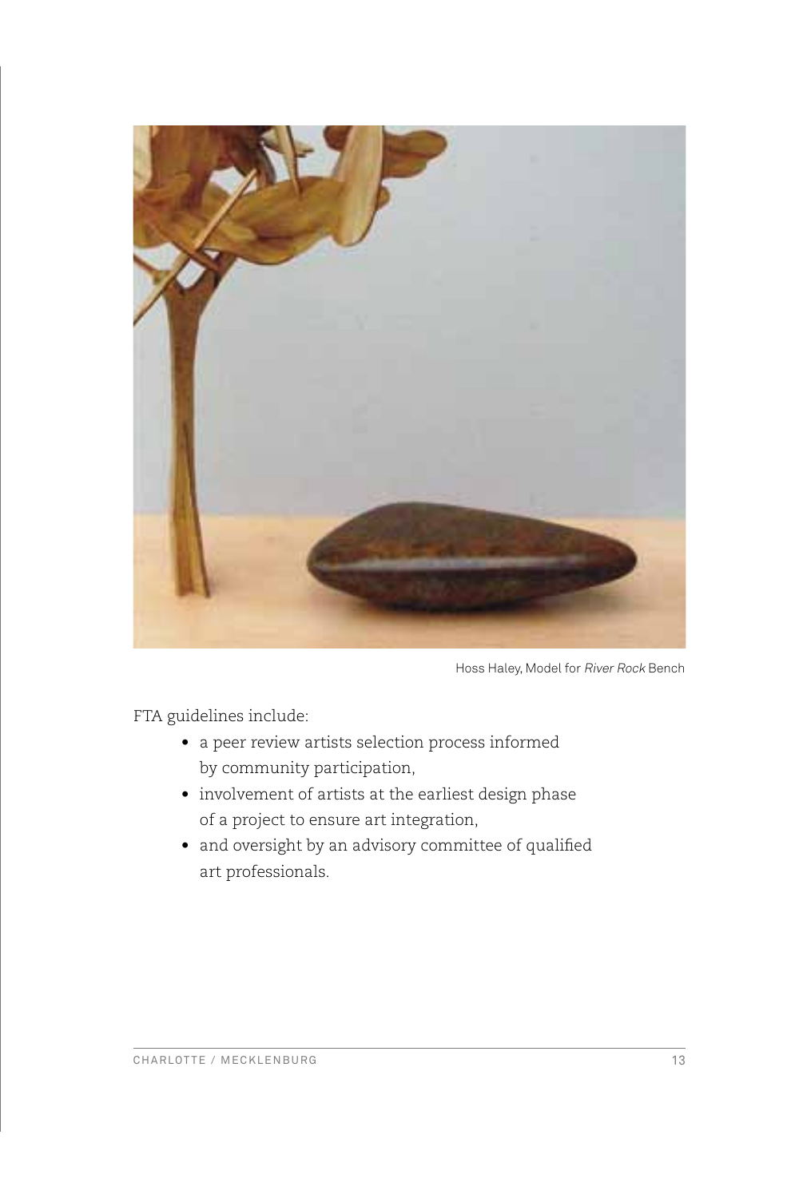Hoss Haley, Model for *River Rock* Bench

FTA guidelines include:

- a peer review artists selection process informed by community participation,
- involvement of artists at the earliest design phase of a project to ensure art integration,
- and oversight by an advisory committee of qualified art professionals.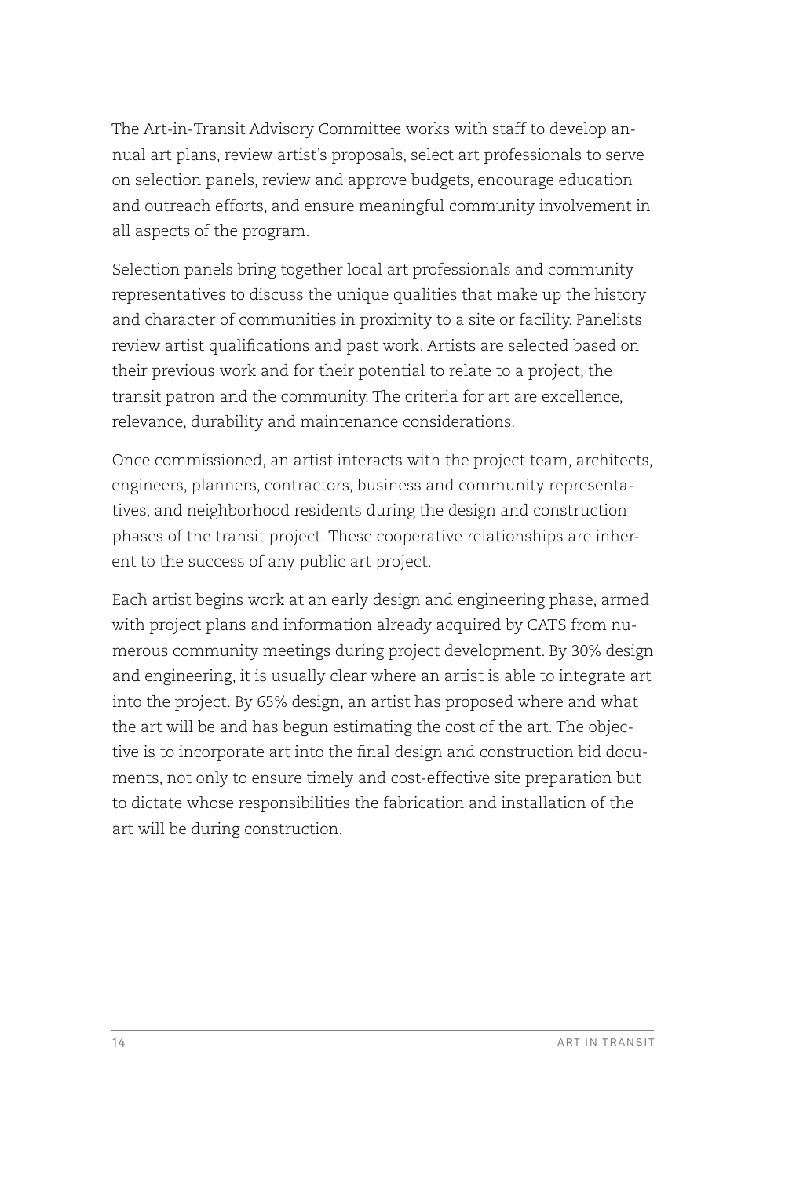The Art-in-Transit Advisory Committee works with staff to develop annual art plans, review artist's proposals, select art professionals to serve on selection panels, review and approve budgets, encourage education and outreach efforts, and ensure meaningful community involvement in all aspects of the program.

Selection panels bring together local art professionals and community representatives to discuss the unique qualities that make up the history and character of communities in proximity to a site or facility. Panelists review artist qualifications and past work. Artists are selected based on their previous work and for their potential to relate to a project, the transit patron and the community. The criteria for art are excellence, relevance, durability and maintenance considerations.

Once commissioned, an artist interacts with the project team, architects, engineers, planners, contractors, business and community representatives, and neighborhood residents during the design and construction phases of the transit project. These cooperative relationships are inherent to the success of any public art project.

Each artist begins work at an early design and engineering phase, armed with project plans and information already acquired by CATS from numerous community meetings during project development. By 30% design and engineering, it is usually clear where an artist is able to integrate art into the project. By 65% design, an artist has proposed where and what the art will be and has begun estimating the cost of the art. The objective is to incorporate art into the final design and construction bid documents, not only to ensure timely and cost-effective site preparation but to dictate whose responsibilities the fabrication and installation of the art will be during construction.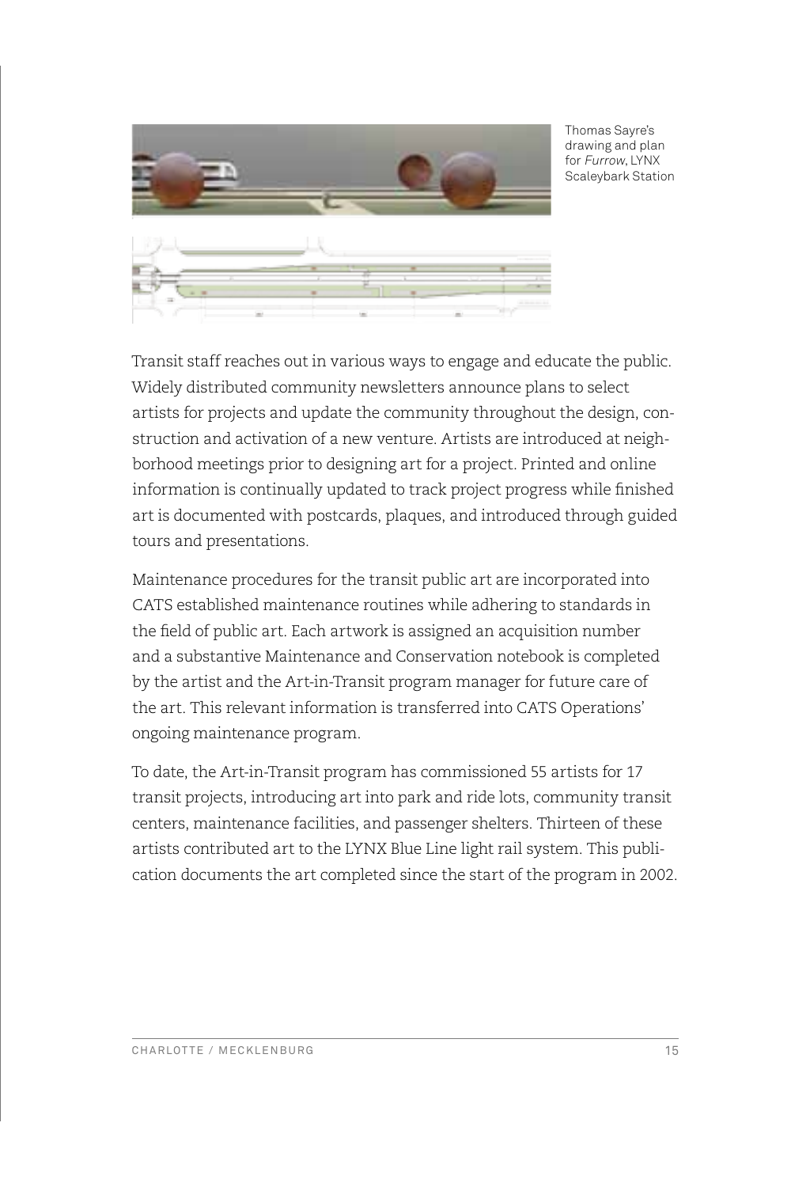Thomas Sayre's drawing and plan for *Furrow*, LYNX Scaleybark Station

Transit staff reaches out in various ways to engage and educate the public. Widely distributed community newsletters announce plans to select artists for projects and update the community throughout the design, construction and activation of a new venture. Artists are introduced at neighborhood meetings prior to designing art for a project. Printed and online information is continually updated to track project progress while finished art is documented with postcards, plaques, and introduced through guided tours and presentations.

Maintenance procedures for the transit public art are incorporated into CATS established maintenance routines while adhering to standards in the field of public art. Each artwork is assigned an acquisition number and a substantive Maintenance and Conservation notebook is completed by the artist and the Art-in-Transit program manager for future care of the art. This relevant information is transferred into CATS Operations' ongoing maintenance program.

To date, the Art-in-Transit program has commissioned 55 artists for 17 transit projects, introducing art into park and ride lots, community transit centers, maintenance facilities, and passenger shelters. Thirteen of these artists contributed art to the LYNX Blue Line light rail system. This publication documents the art completed since the start of the program in 2002.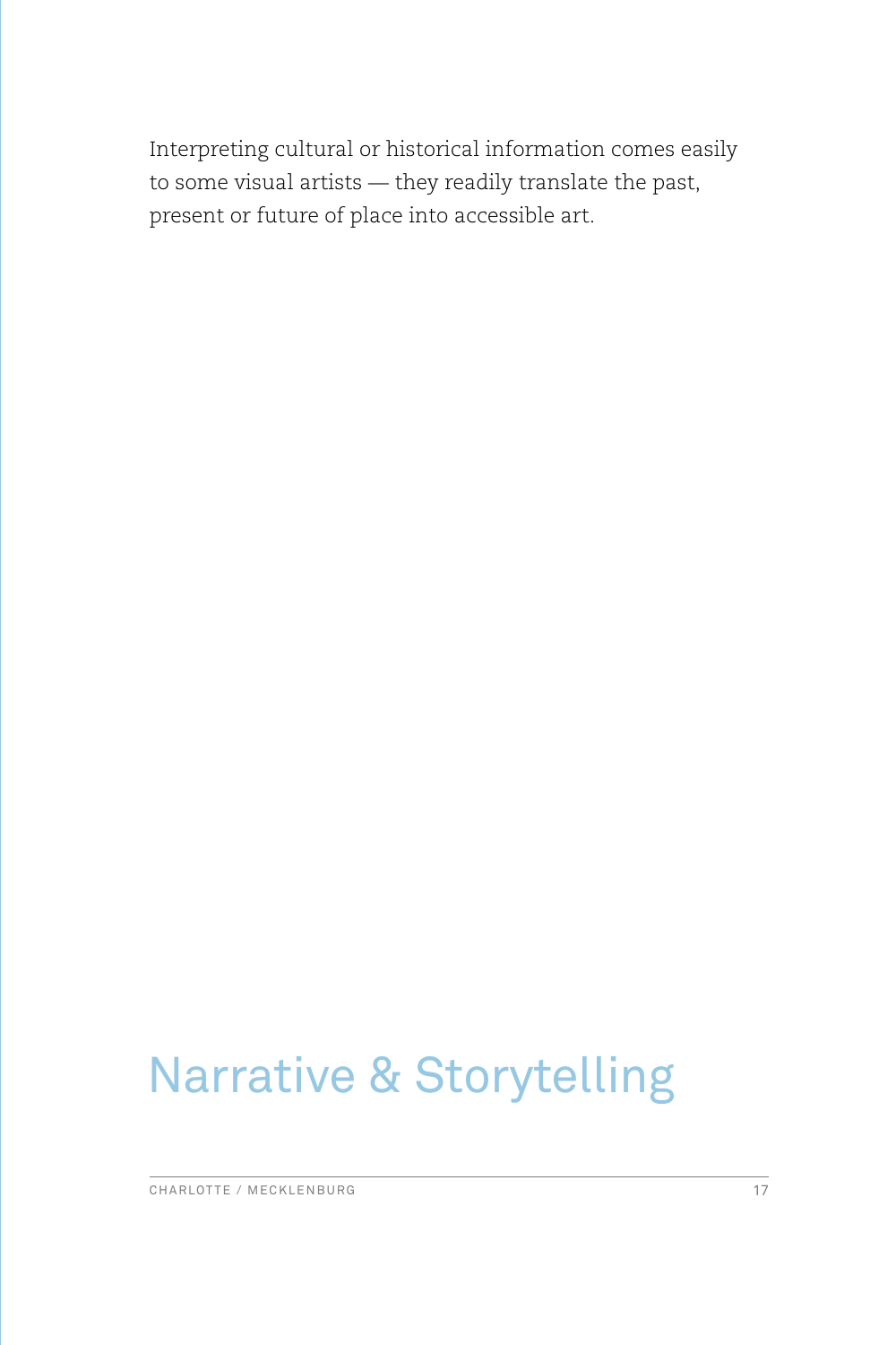Interpreting cultural or historical information comes easily to some visual artists — they readily translate the past, present or future of place into accessible art.

# Narrative & Storytelling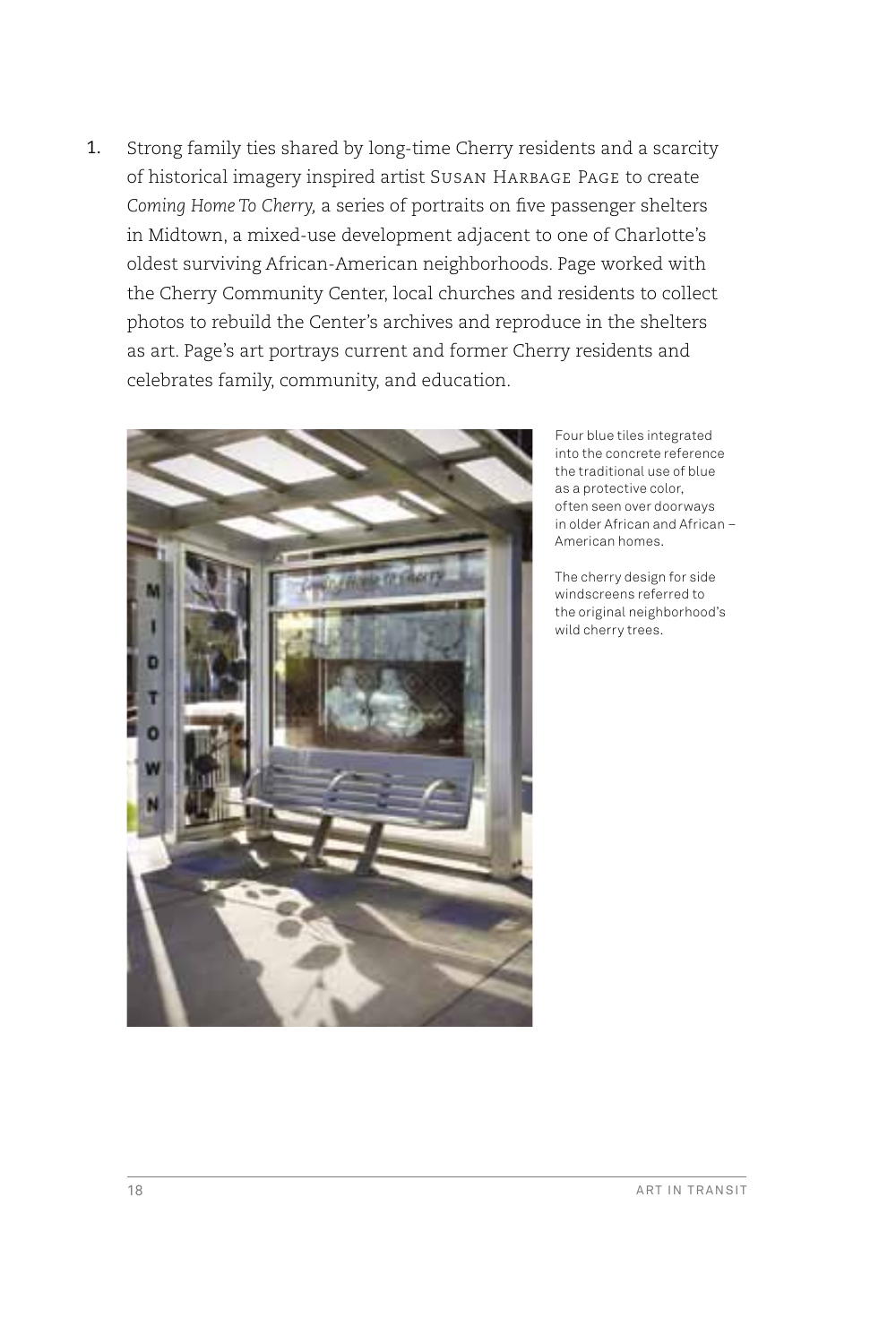1. Strong family ties shared by long-time Cherry residents and a scarcity of historical imagery inspired artist Susan Harbage Page to create *Coming Home To Cherry,* a series of portraits on five passenger shelters in Midtown, a mixed-use development adjacent to one of Charlotte's oldest surviving African-American neighborhoods. Page worked with the Cherry Community Center, local churches and residents to collect photos to rebuild the Center's archives and reproduce in the shelters as art. Page's art portrays current and former Cherry residents and celebrates family, community, and education.

Four blue tiles integrated into the concrete reference the traditional use of blue as a protective color, often seen over doorways in older African and African – American homes.

The cherry design for side windscreens referred to the original neighborhood's wild cherry trees.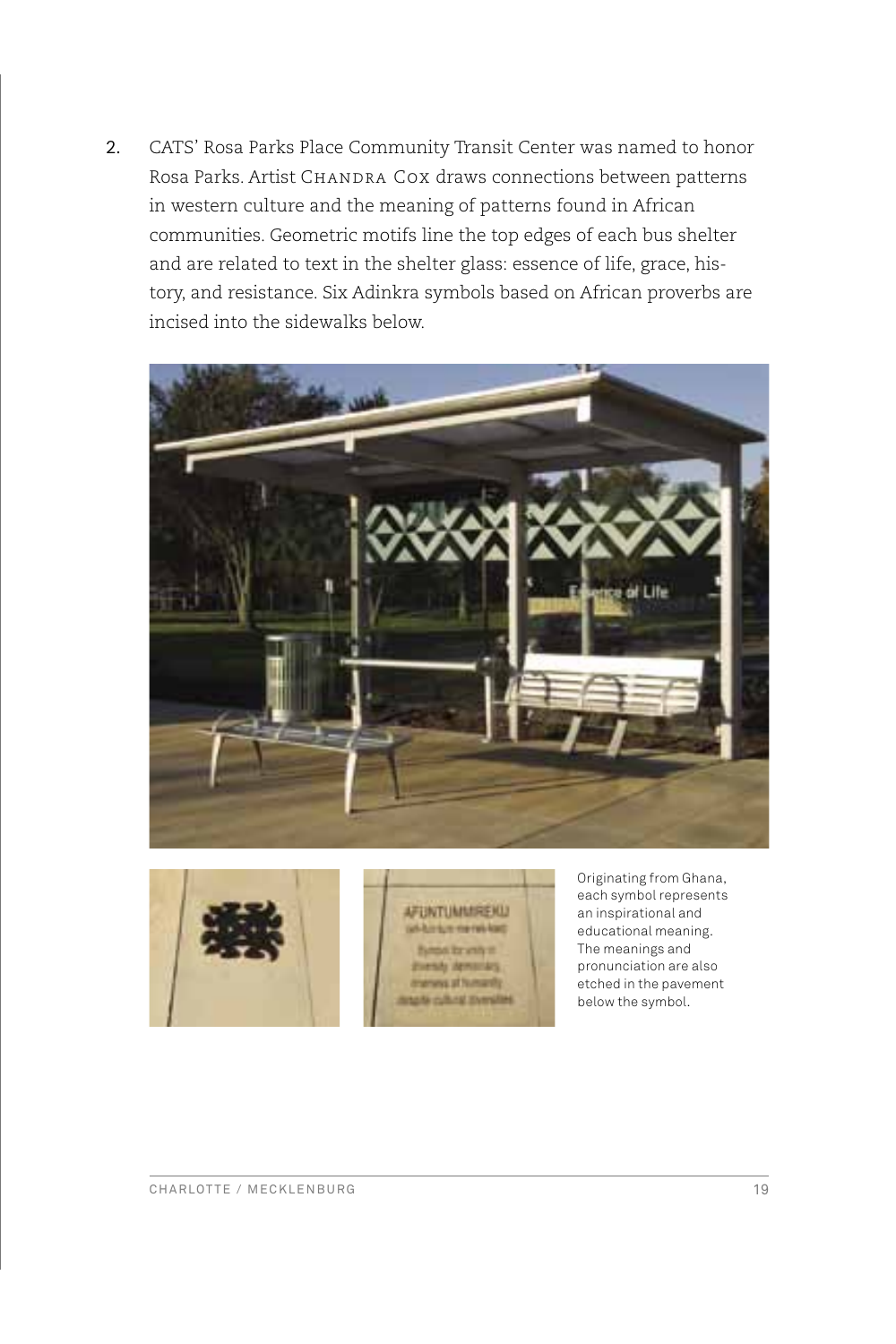2. CATS' Rosa Parks Place Community Transit Center was named to honor Rosa Parks. Artist Chandra Cox draws connections between patterns in western culture and the meaning of patterns found in African communities. Geometric motifs line the top edges of each bus shelter and are related to text in the shelter glass: essence of life, grace, history, and resistance. Six Adinkra symbols based on African proverbs are incised into the sidewalks below.

Originating from Ghana, each symbol represents an inspirational and educational meaning. The meanings and pronunciation are also etched in the pavement below the symbol.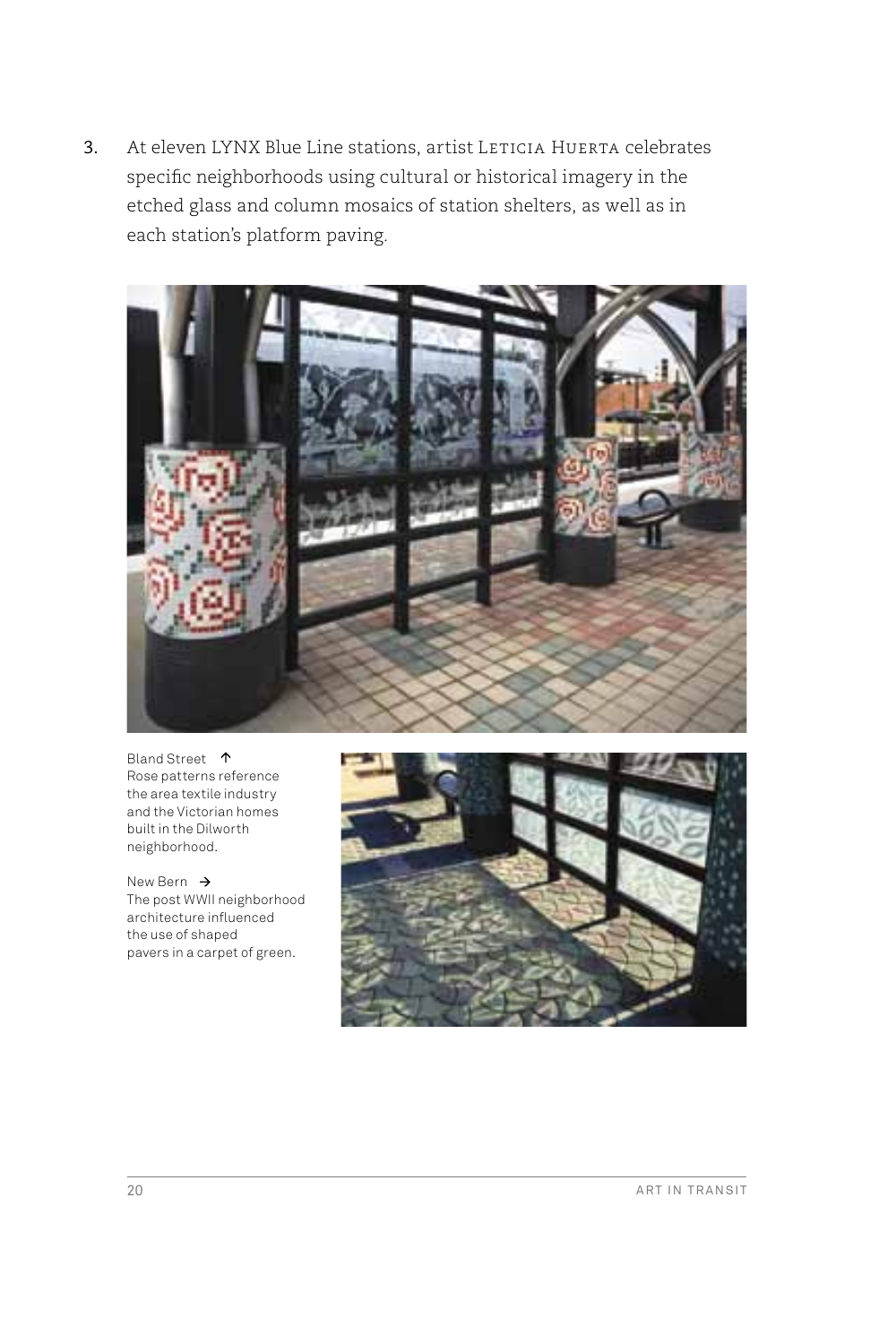3. At eleven LYNX Blue Line stations, artist Leticia Huerta celebrates specific neighborhoods using cultural or historical imagery in the etched glass and column mosaics of station shelters, as well as in each station's platform paving.

Bland Street ↑
Rose patterns reference the area textile industry and the Victorian homes built in the Dilworth neighborhood.

New Bern →
The post WWII neighborhood architecture influenced the use of shaped pavers in a carpet of green.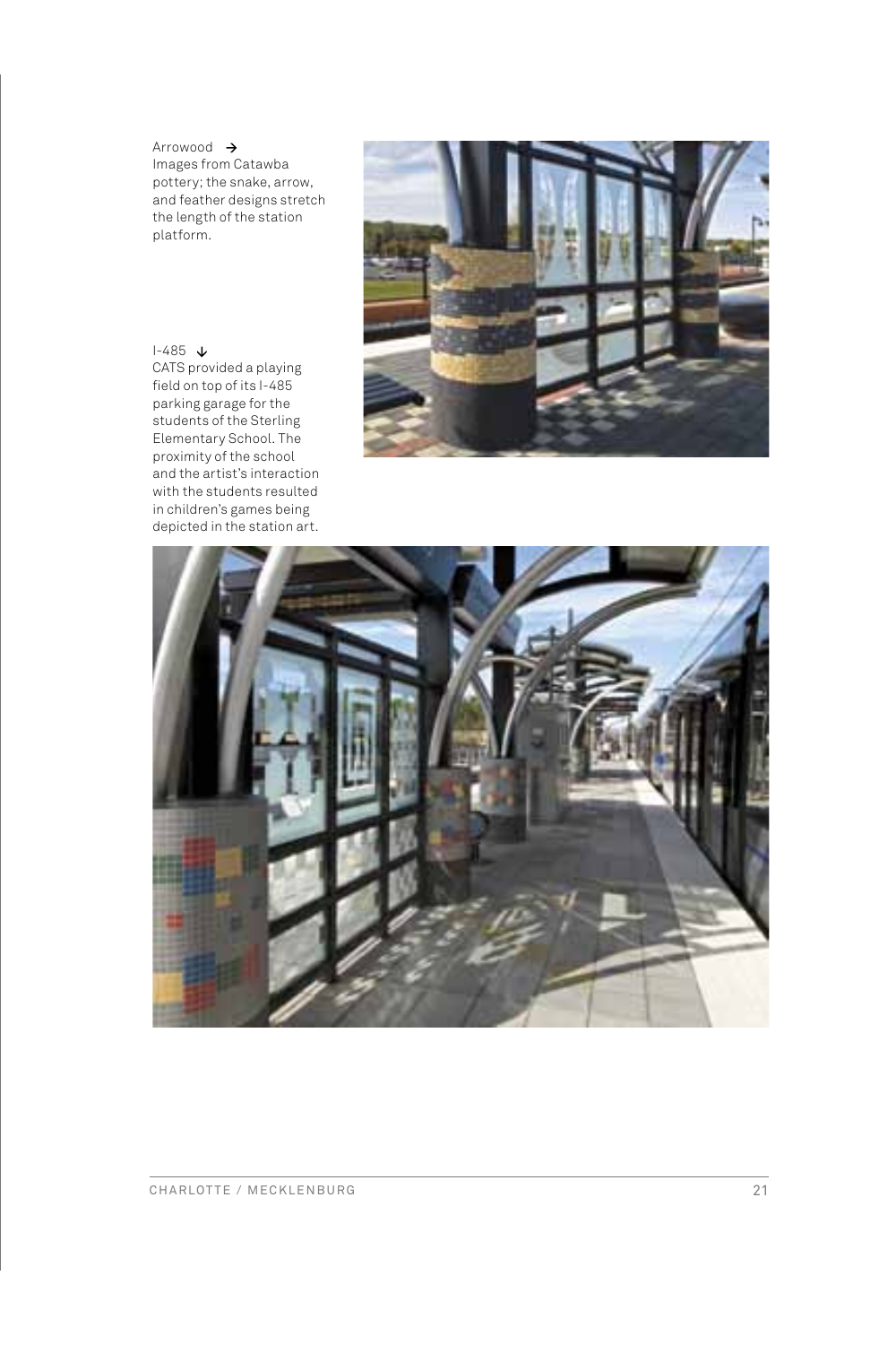Arrowood →
Images from Catawba pottery; the snake, arrow, and feather designs stretch the length of the station platform.

I-485 ↓
CATS provided a playing field on top of its I-485 parking garage for the students of the Sterling Elementary School. The proximity of the school and the artist's interaction with the students resulted in children's games being depicted in the station art.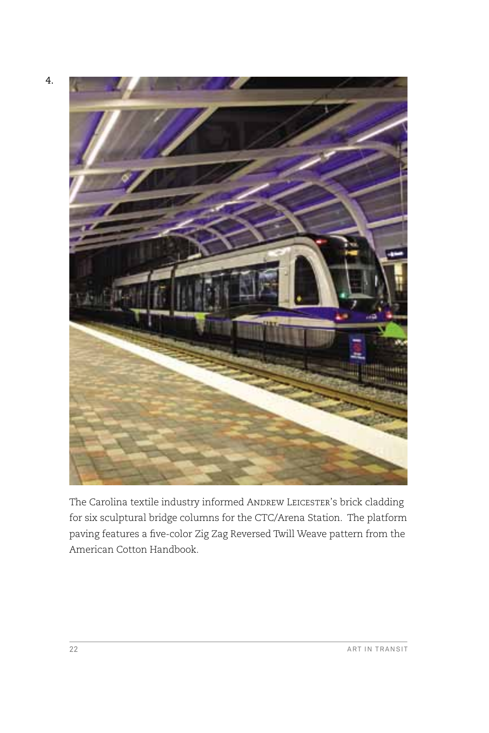4.

The Carolina textile industry informed ANDREW LEICESTER's brick cladding for six sculptural bridge columns for the CTC/Arena Station. The platform paving features a five-color Zig Zag Reversed Twill Weave pattern from the American Cotton Handbook.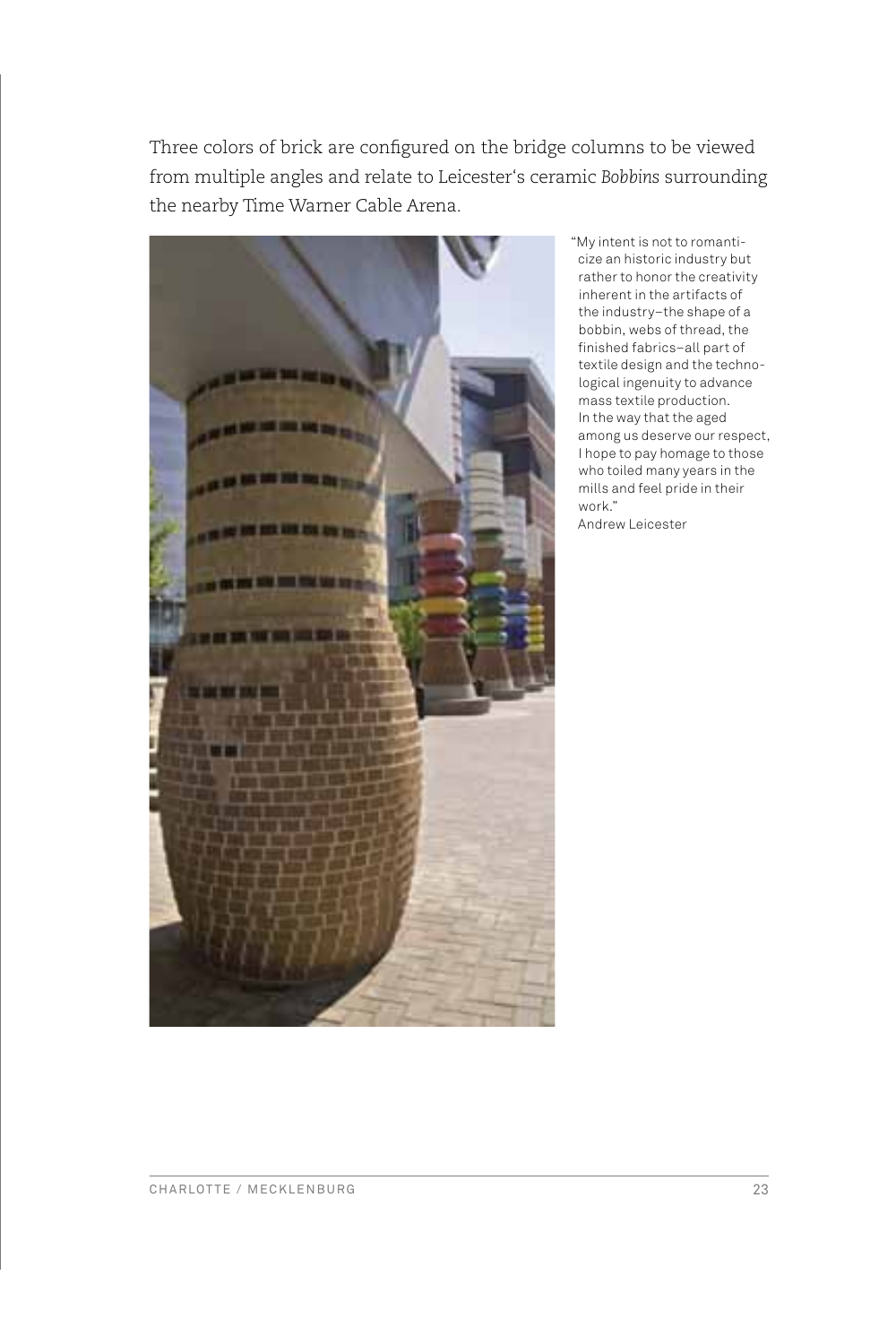Three colors of brick are configured on the bridge columns to be viewed from multiple angles and relate to Leicester's ceramic *Bobbins* surrounding the nearby Time Warner Cable Arena.

"My intent is not to romanticize an historic industry but rather to honor the creativity inherent in the artifacts of the industry–the shape of a bobbin, webs of thread, the finished fabrics–all part of textile design and the technological ingenuity to advance mass textile production. In the way that the aged among us deserve our respect, I hope to pay homage to those who toiled many years in the mills and feel pride in their work."
Andrew Leicester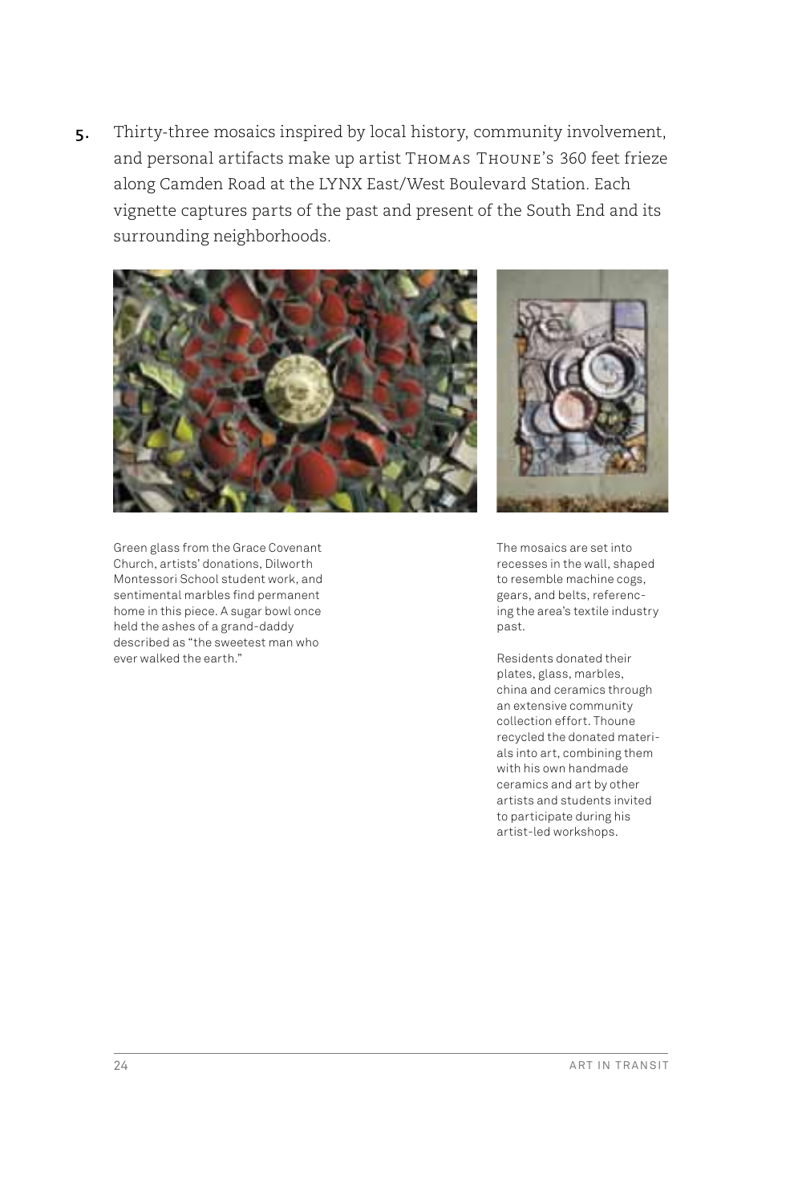5. Thirty-three mosaics inspired by local history, community involvement, and personal artifacts make up artist Thomas Thoune's 360 feet frieze along Camden Road at the LYNX East/West Boulevard Station. Each vignette captures parts of the past and present of the South End and its surrounding neighborhoods.

Green glass from the Grace Covenant Church, artists' donations, Dilworth Montessori School student work, and sentimental marbles find permanent home in this piece. A sugar bowl once held the ashes of a grand-daddy described as "the sweetest man who ever walked the earth."

The mosaics are set into recesses in the wall, shaped to resemble machine cogs, gears, and belts, referencing the area's textile industry past.

Residents donated their plates, glass, marbles, china and ceramics through an extensive community collection effort. Thoune recycled the donated materials into art, combining them with his own handmade ceramics and art by other artists and students invited to participate during his artist-led workshops.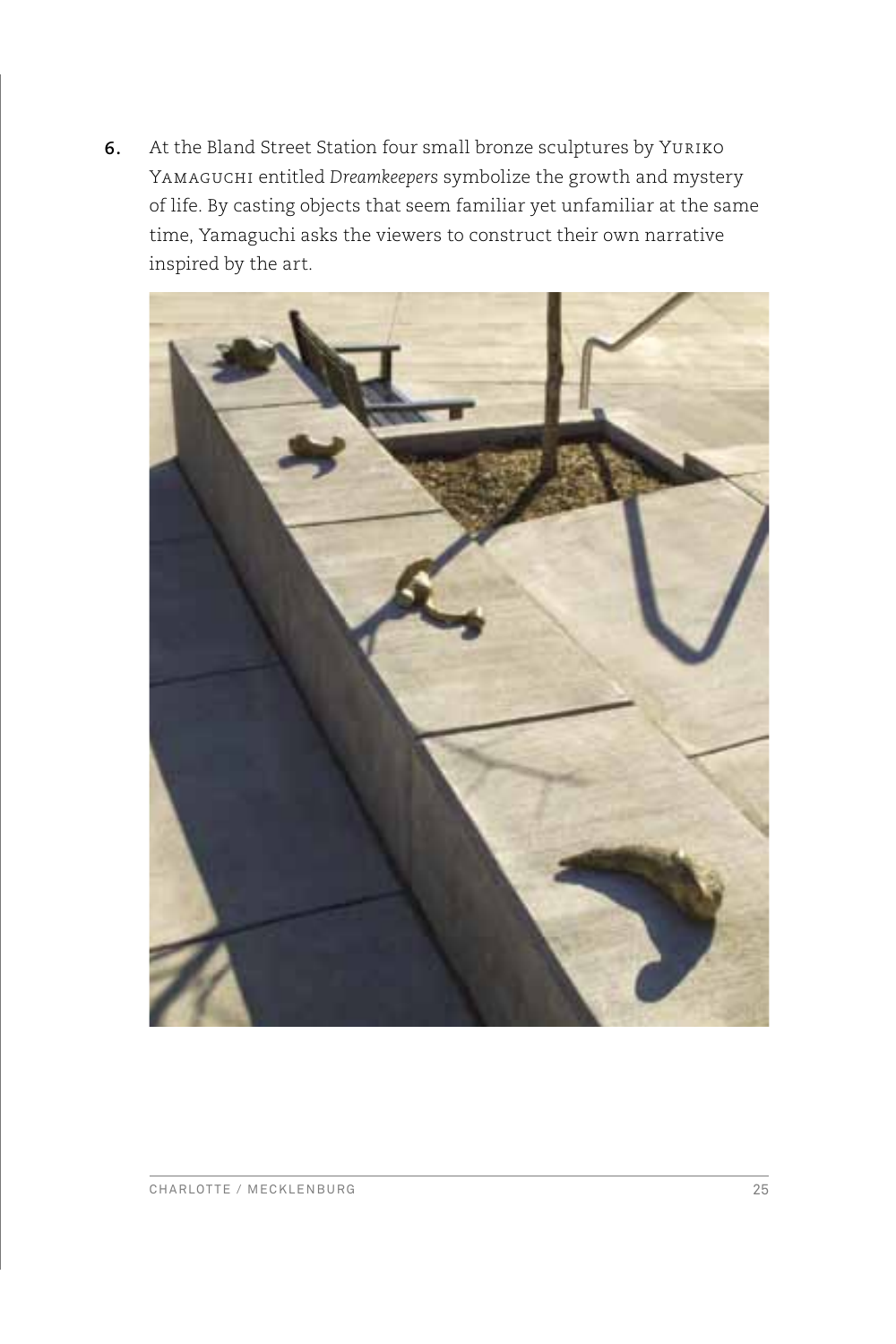6. At the Bland Street Station four small bronze sculptures by YURIKO YAMAGUCHI entitled *Dreamkeepers* symbolize the growth and mystery of life. By casting objects that seem familiar yet unfamiliar at the same time, Yamaguchi asks the viewers to construct their own narrative inspired by the art.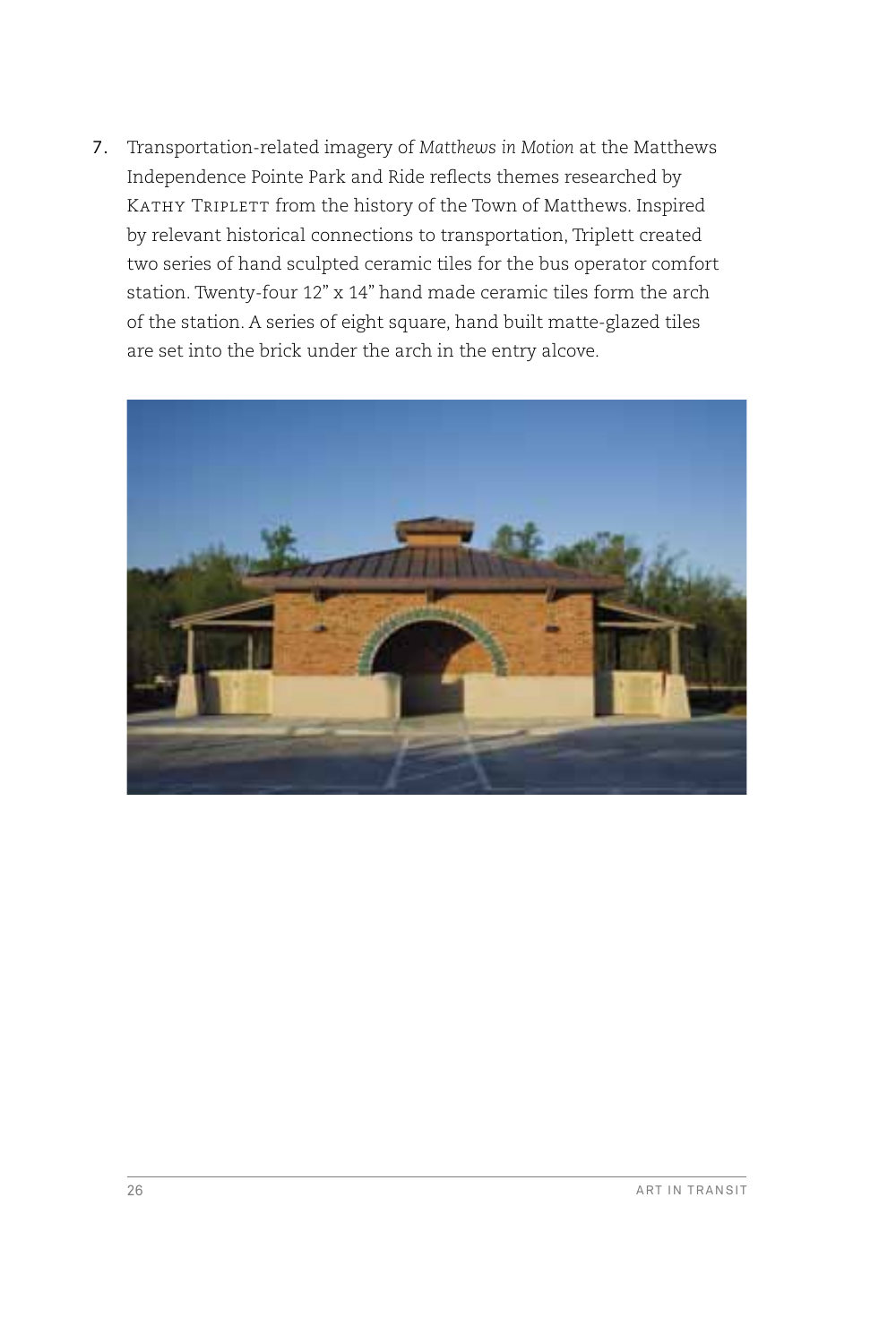7. Transportation-related imagery of *Matthews in Motion* at the Matthews Independence Pointe Park and Ride reflects themes researched by KATHY TRIPLETT from the history of the Town of Matthews. Inspired by relevant historical connections to transportation, Triplett created two series of hand sculpted ceramic tiles for the bus operator comfort station. Twenty-four 12" x 14" hand made ceramic tiles form the arch of the station. A series of eight square, hand built matte-glazed tiles are set into the brick under the arch in the entry alcove.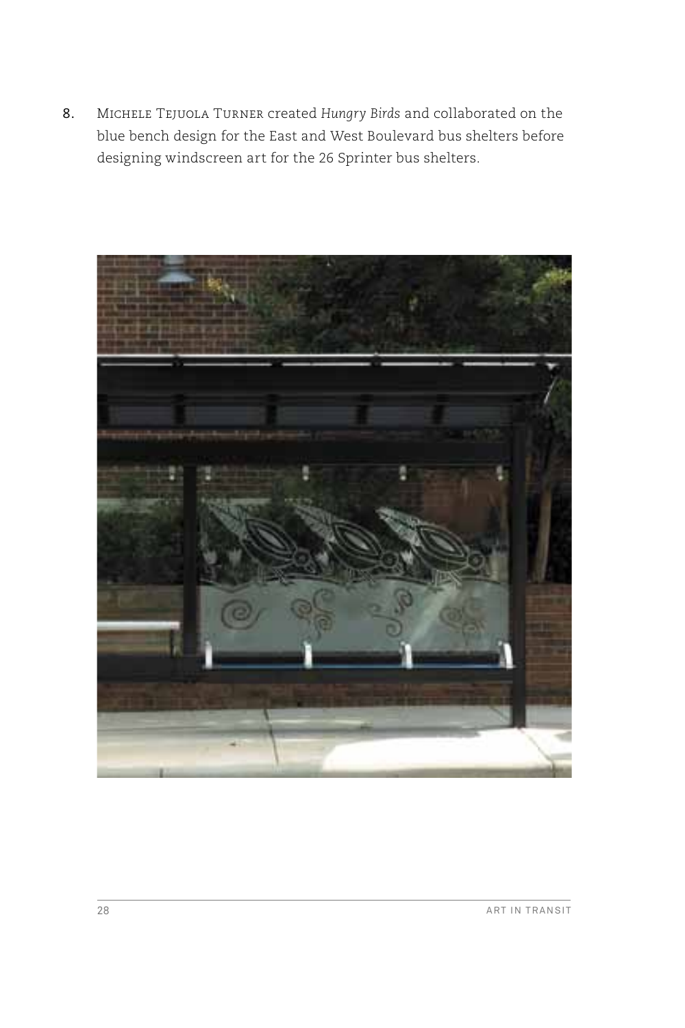8. Michele Tejuola Turner created *Hungry Birds* and collaborated on the blue bench design for the East and West Boulevard bus shelters before designing windscreen art for the 26 Sprinter bus shelters.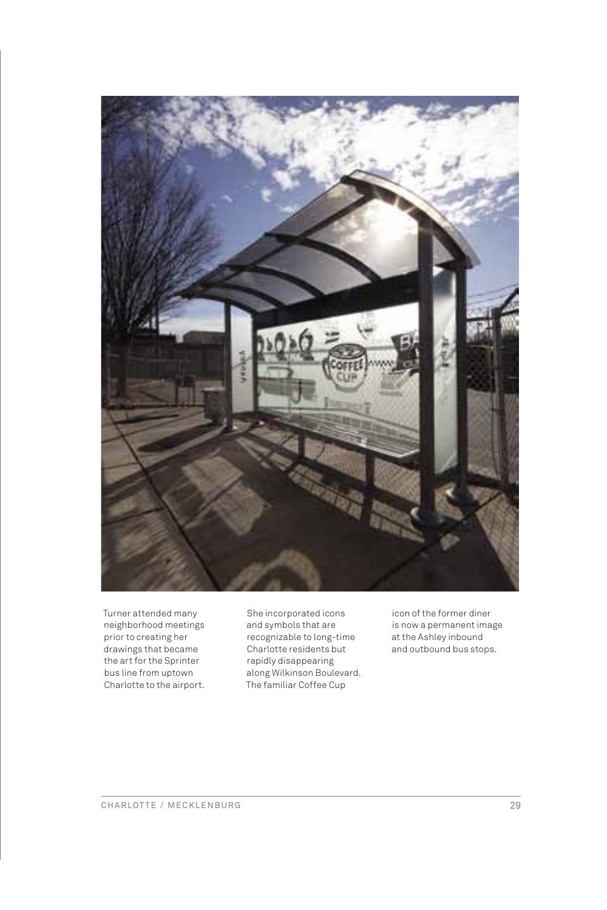Turner attended many neighborhood meetings prior to creating her drawings that became the art for the Sprinter bus line from uptown Charlotte to the airport. She incorporated icons and symbols that are recognizable to long-time Charlotte residents but rapidly disappearing along Wilkinson Boulevard. The familiar Coffee Cup icon of the former diner is now a permanent image at the Ashley inbound and outbound bus stops.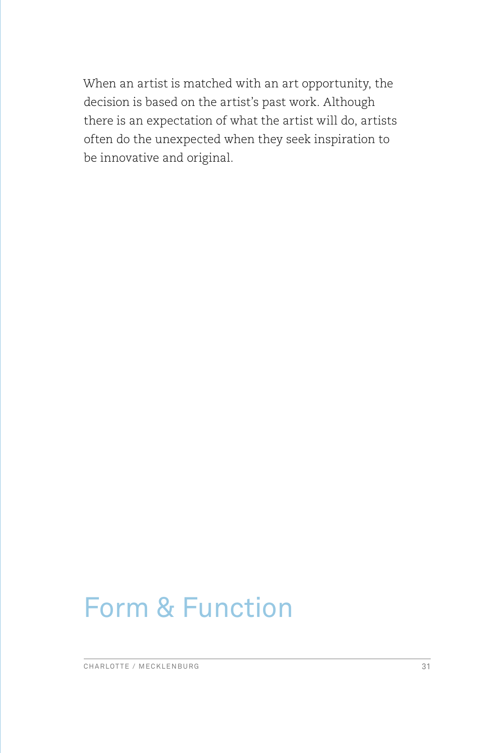When an artist is matched with an art opportunity, the decision is based on the artist's past work. Although there is an expectation of what the artist will do, artists often do the unexpected when they seek inspiration to be innovative and original.

# Form & Function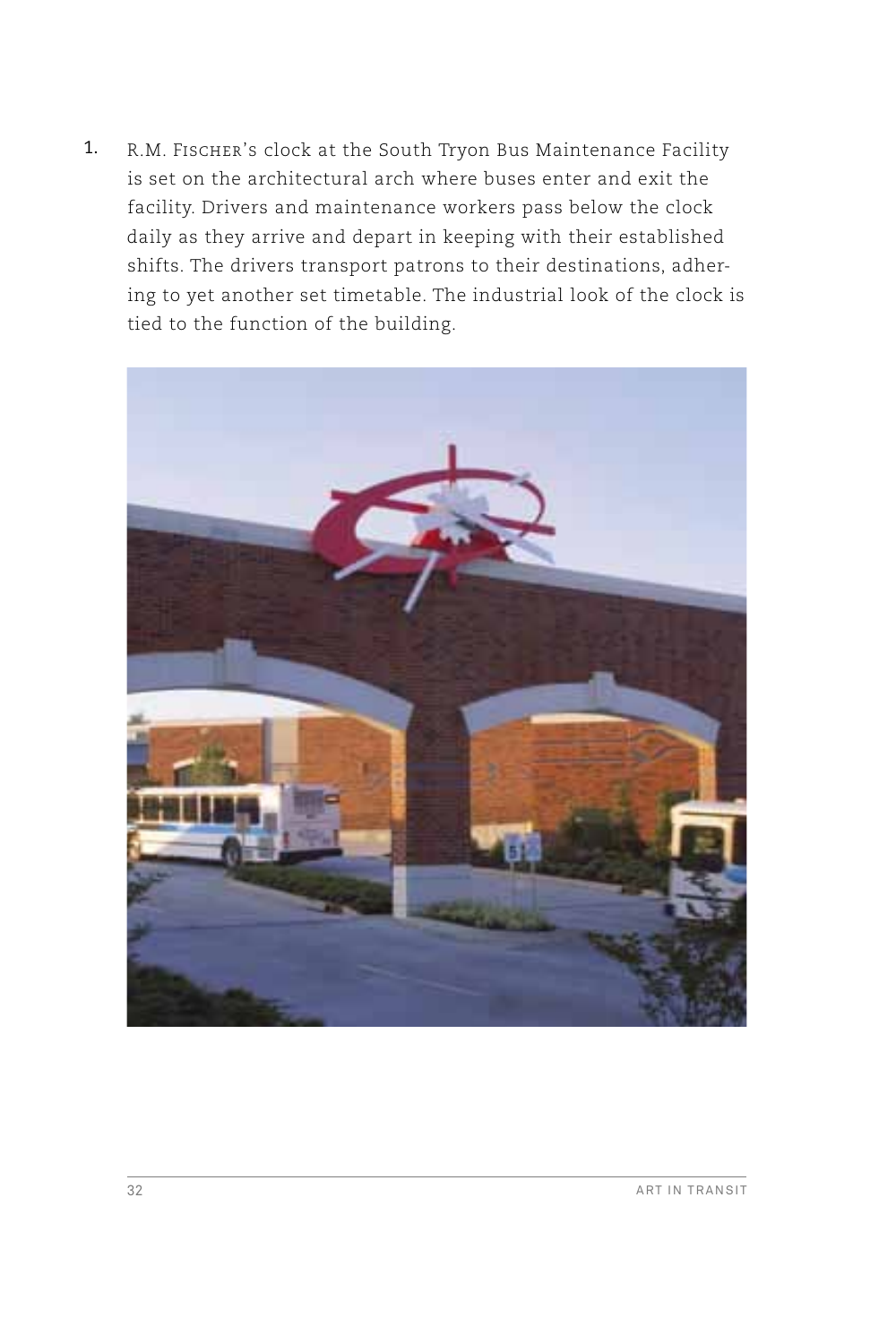1. R.M. Fischer's clock at the South Tryon Bus Maintenance Facility is set on the architectural arch where buses enter and exit the facility. Drivers and maintenance workers pass below the clock daily as they arrive and depart in keeping with their established shifts. The drivers transport patrons to their destinations, adhering to yet another set timetable. The industrial look of the clock is tied to the function of the building.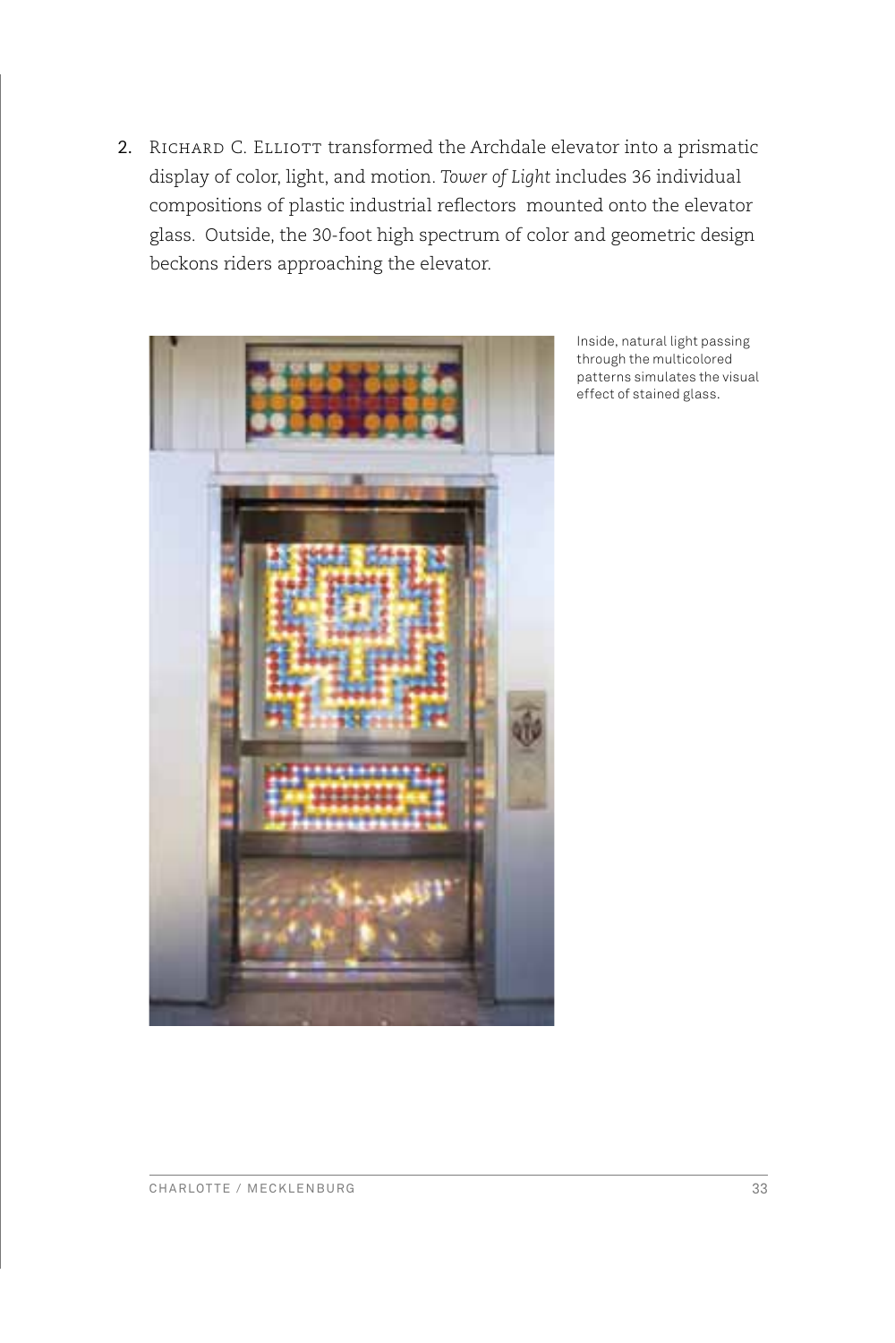2. RICHARD C. ELLIOTT transformed the Archdale elevator into a prismatic display of color, light, and motion. *Tower of Light* includes 36 individual compositions of plastic industrial reflectors mounted onto the elevator glass. Outside, the 30-foot high spectrum of color and geometric design beckons riders approaching the elevator.

Inside, natural light passing through the multicolored patterns simulates the visual effect of stained glass.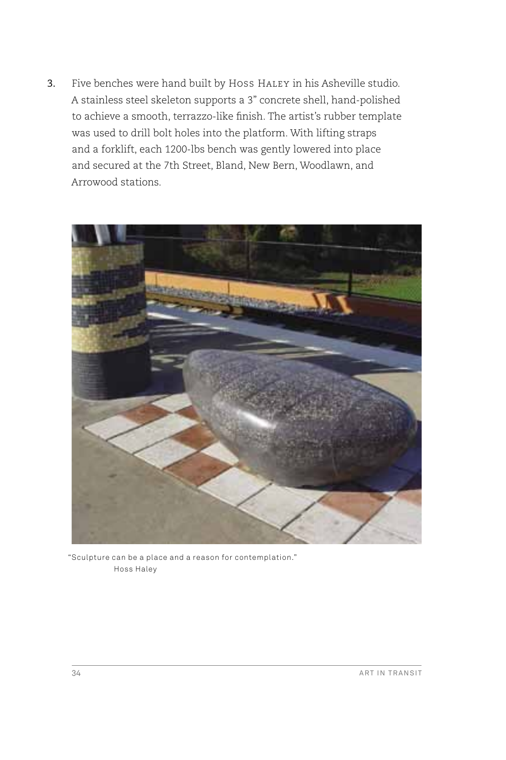3. Five benches were hand built by Hoss Haley in his Asheville studio. A stainless steel skeleton supports a 3" concrete shell, hand-polished to achieve a smooth, terrazzo-like finish. The artist's rubber template was used to drill bolt holes into the platform. With lifting straps and a forklift, each 1200-lbs bench was gently lowered into place and secured at the 7th Street, Bland, New Bern, Woodlawn, and Arrowood stations.

"Sculpture can be a place and a reason for contemplation."
Hoss Haley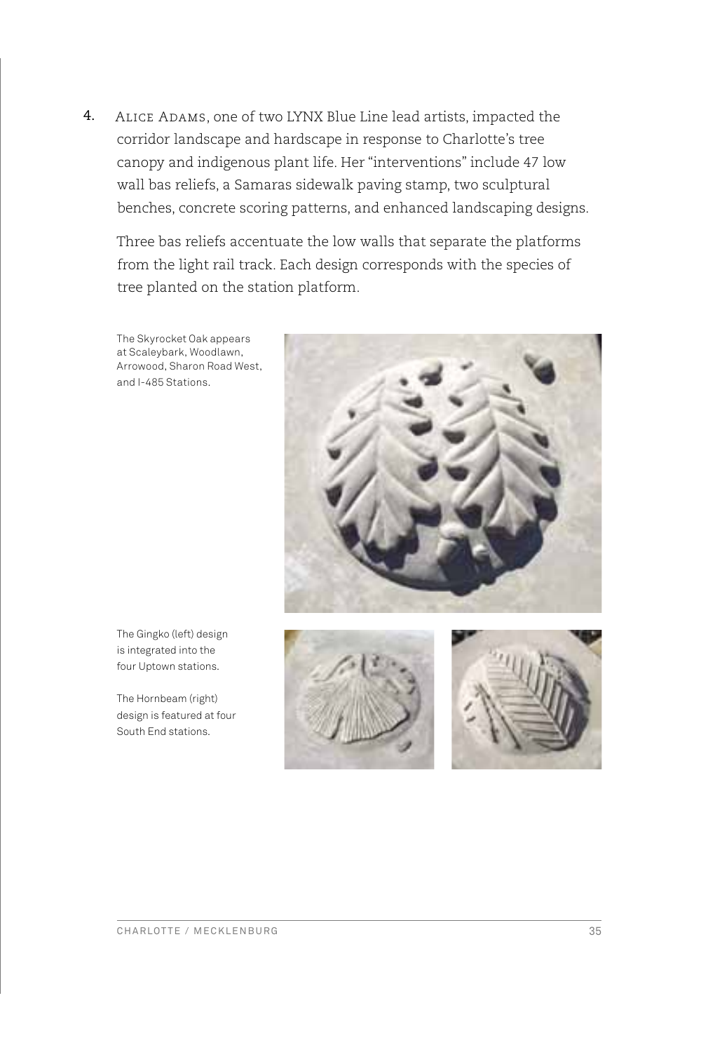4. Alice Adams, one of two LYNX Blue Line lead artists, impacted the corridor landscape and hardscape in response to Charlotte's tree canopy and indigenous plant life. Her "interventions" include 47 low wall bas reliefs, a Samaras sidewalk paving stamp, two sculptural benches, concrete scoring patterns, and enhanced landscaping designs.

   Three bas reliefs accentuate the low walls that separate the platforms from the light rail track. Each design corresponds with the species of tree planted on the station platform.

The Skyrocket Oak appears at Scaleybark, Woodlawn, Arrowood, Sharon Road West, and I-485 Stations.

The Gingko (left) design is integrated into the four Uptown stations.

The Hornbeam (right) design is featured at four South End stations.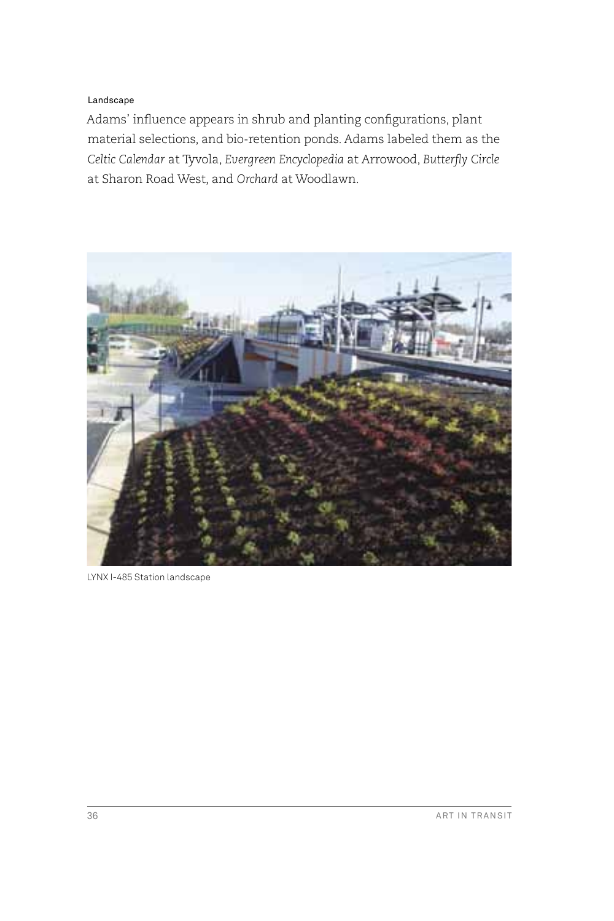### Landscape

Adams' influence appears in shrub and planting configurations, plant material selections, and bio-retention ponds. Adams labeled them as the *Celtic Calendar* at Tyvola, *Evergreen Encyclopedia* at Arrowood, *Butterfly Circle* at Sharon Road West, and *Orchard* at Woodlawn.

LYNX I-485 Station landscape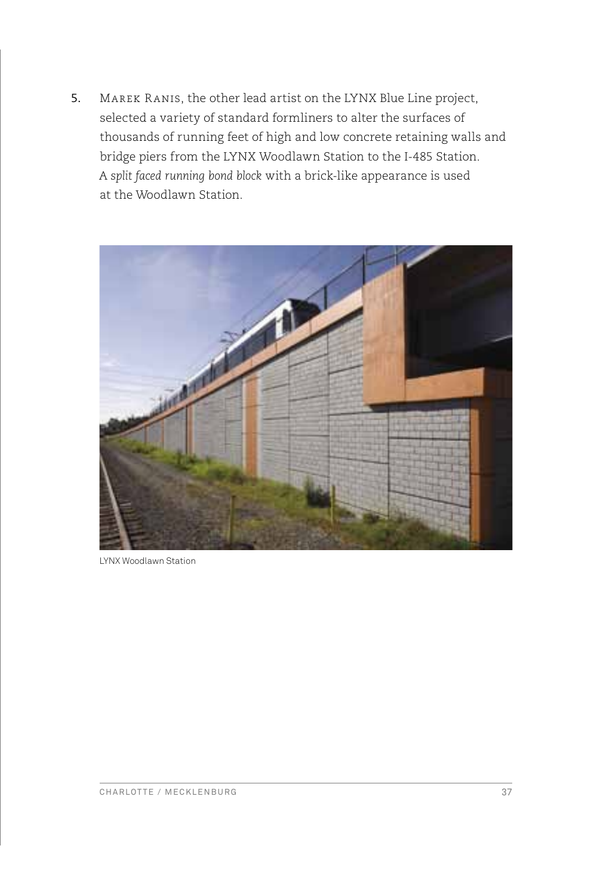5. Marek Ranis, the other lead artist on the LYNX Blue Line project, selected a variety of standard formliners to alter the surfaces of thousands of running feet of high and low concrete retaining walls and bridge piers from the LYNX Woodlawn Station to the I-485 Station. A *split faced running bond block* with a brick-like appearance is used at the Woodlawn Station.

LYNX Woodlawn Station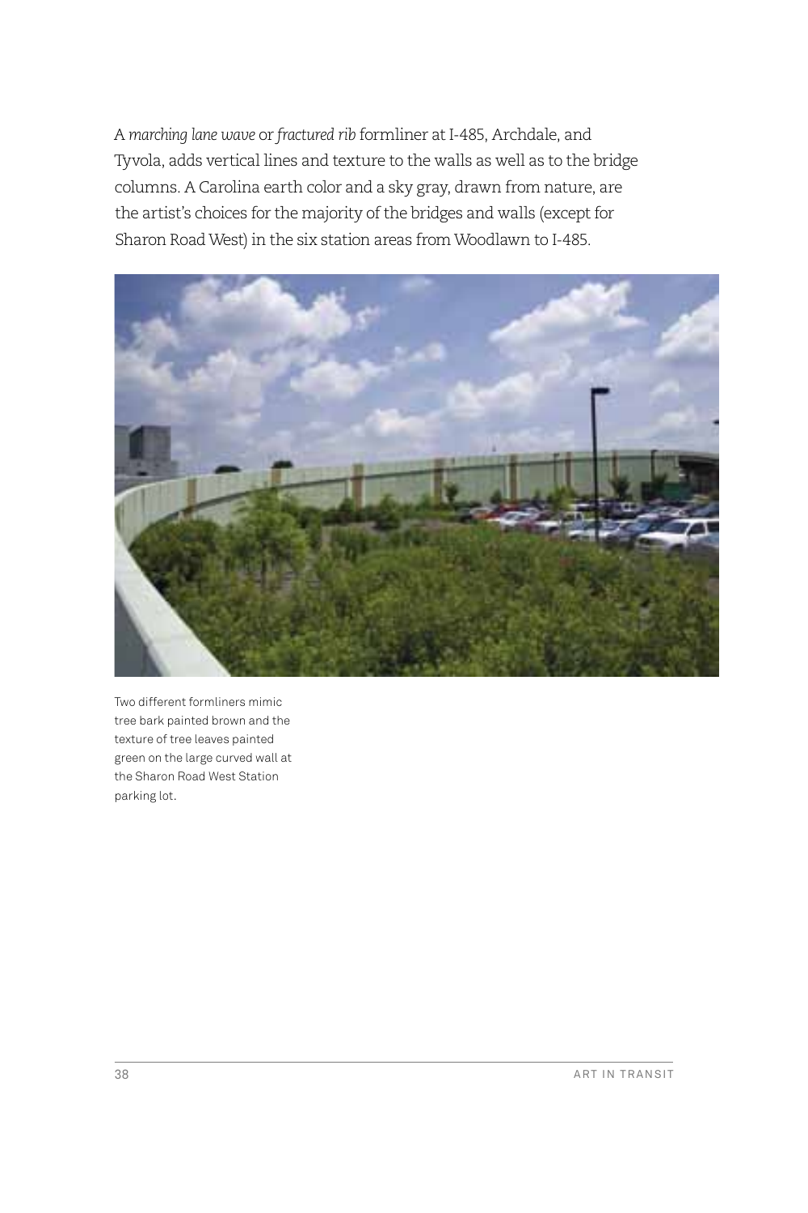A *marching lane wave* or *fractured rib* formliner at I-485, Archdale, and Tyvola, adds vertical lines and texture to the walls as well as to the bridge columns. A Carolina earth color and a sky gray, drawn from nature, are the artist's choices for the majority of the bridges and walls (except for Sharon Road West) in the six station areas from Woodlawn to I-485.

Two different formliners mimic tree bark painted brown and the texture of tree leaves painted green on the large curved wall at the Sharon Road West Station parking lot.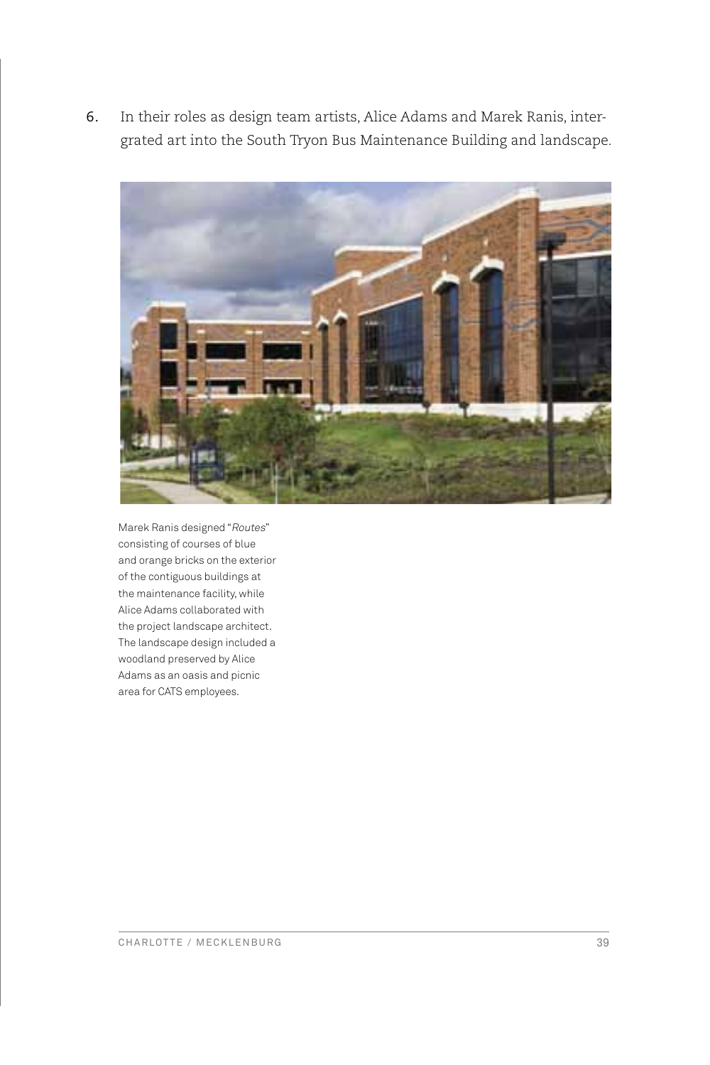6. In their roles as design team artists, Alice Adams and Marek Ranis, intergrated art into the South Tryon Bus Maintenance Building and landscape.

Marek Ranis designed "*Routes*" consisting of courses of blue and orange bricks on the exterior of the contiguous buildings at the maintenance facility, while Alice Adams collaborated with the project landscape architect. The landscape design included a woodland preserved by Alice Adams as an oasis and picnic area for CATS employees.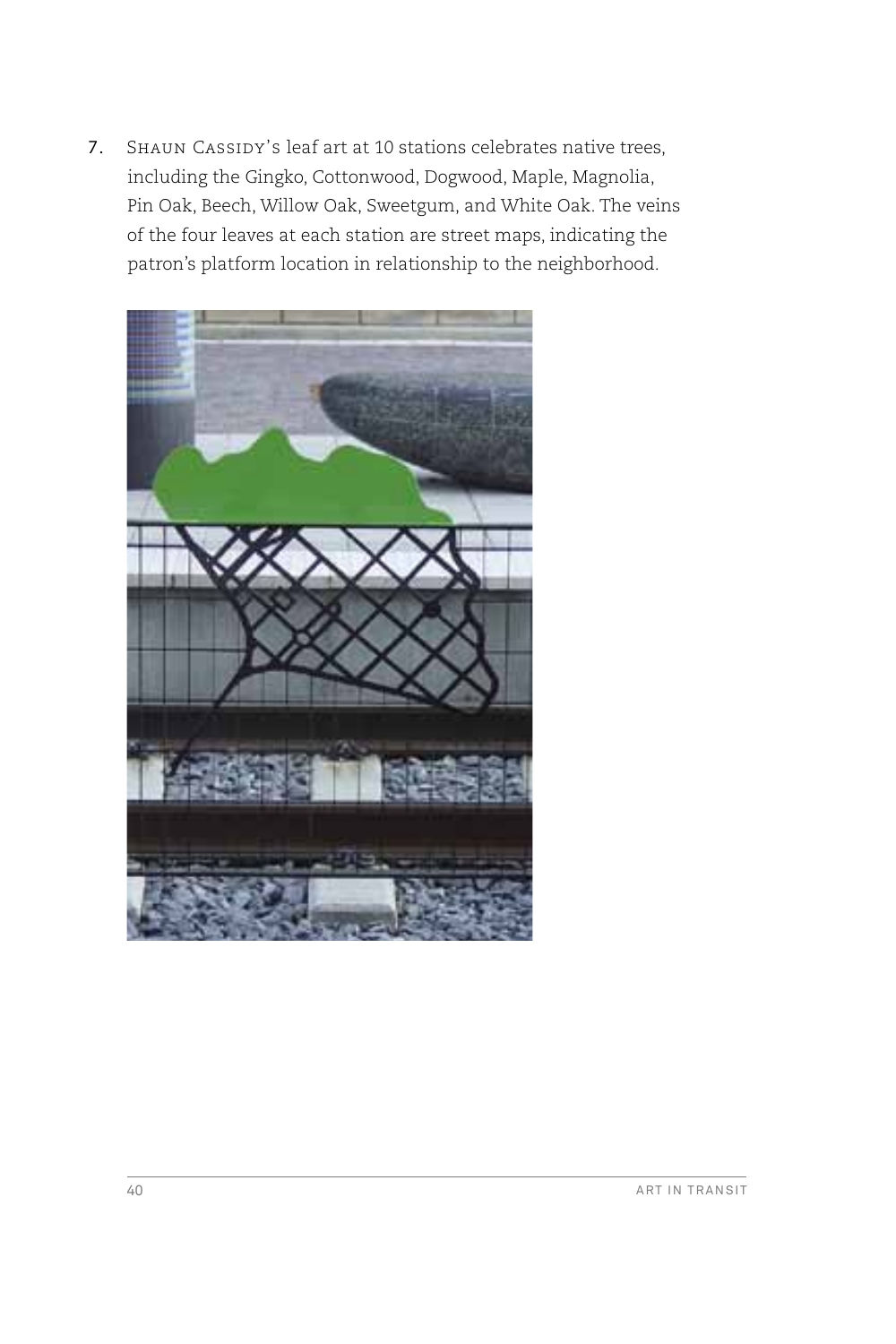7. Shaun Cassidy's leaf art at 10 stations celebrates native trees, including the Gingko, Cottonwood, Dogwood, Maple, Magnolia, Pin Oak, Beech, Willow Oak, Sweetgum, and White Oak. The veins of the four leaves at each station are street maps, indicating the patron's platform location in relationship to the neighborhood.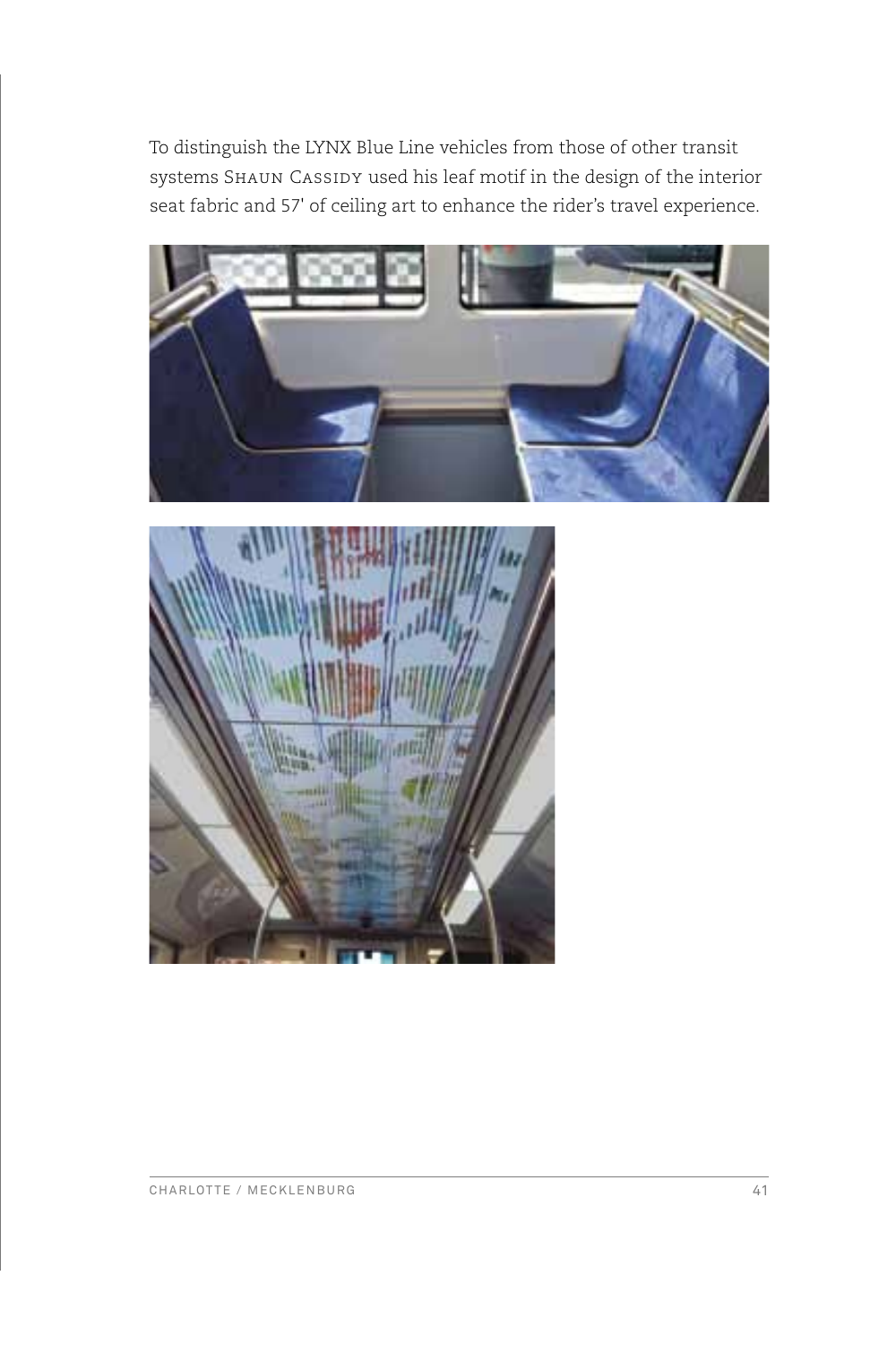To distinguish the LYNX Blue Line vehicles from those of other transit systems Shaun Cassidy used his leaf motif in the design of the interior seat fabric and 57' of ceiling art to enhance the rider's travel experience.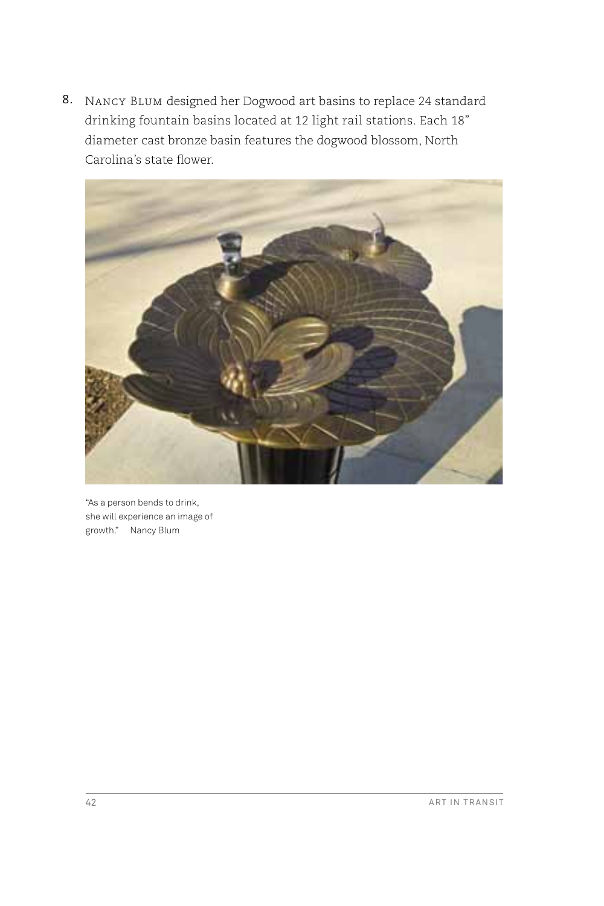8. Nancy Blum designed her Dogwood art basins to replace 24 standard drinking fountain basins located at 12 light rail stations. Each 18" diameter cast bronze basin features the dogwood blossom, North Carolina's state flower.

"As a person bends to drink, she will experience an image of growth." Nancy Blum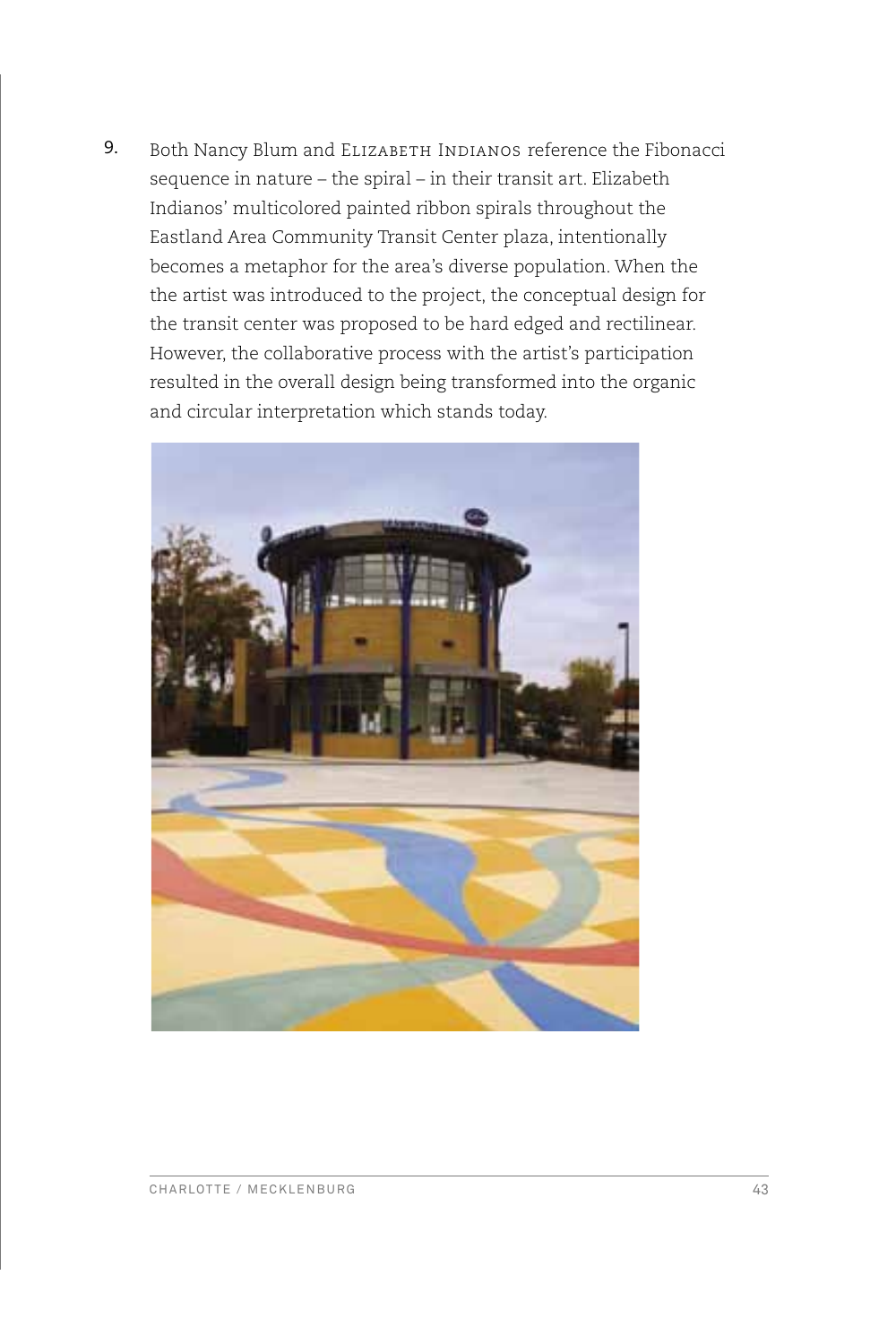9. Both Nancy Blum and Elizabeth Indianos reference the Fibonacci sequence in nature – the spiral – in their transit art. Elizabeth Indianos' multicolored painted ribbon spirals throughout the Eastland Area Community Transit Center plaza, intentionally becomes a metaphor for the area's diverse population. When the the artist was introduced to the project, the conceptual design for the transit center was proposed to be hard edged and rectilinear. However, the collaborative process with the artist's participation resulted in the overall design being transformed into the organic and circular interpretation which stands today.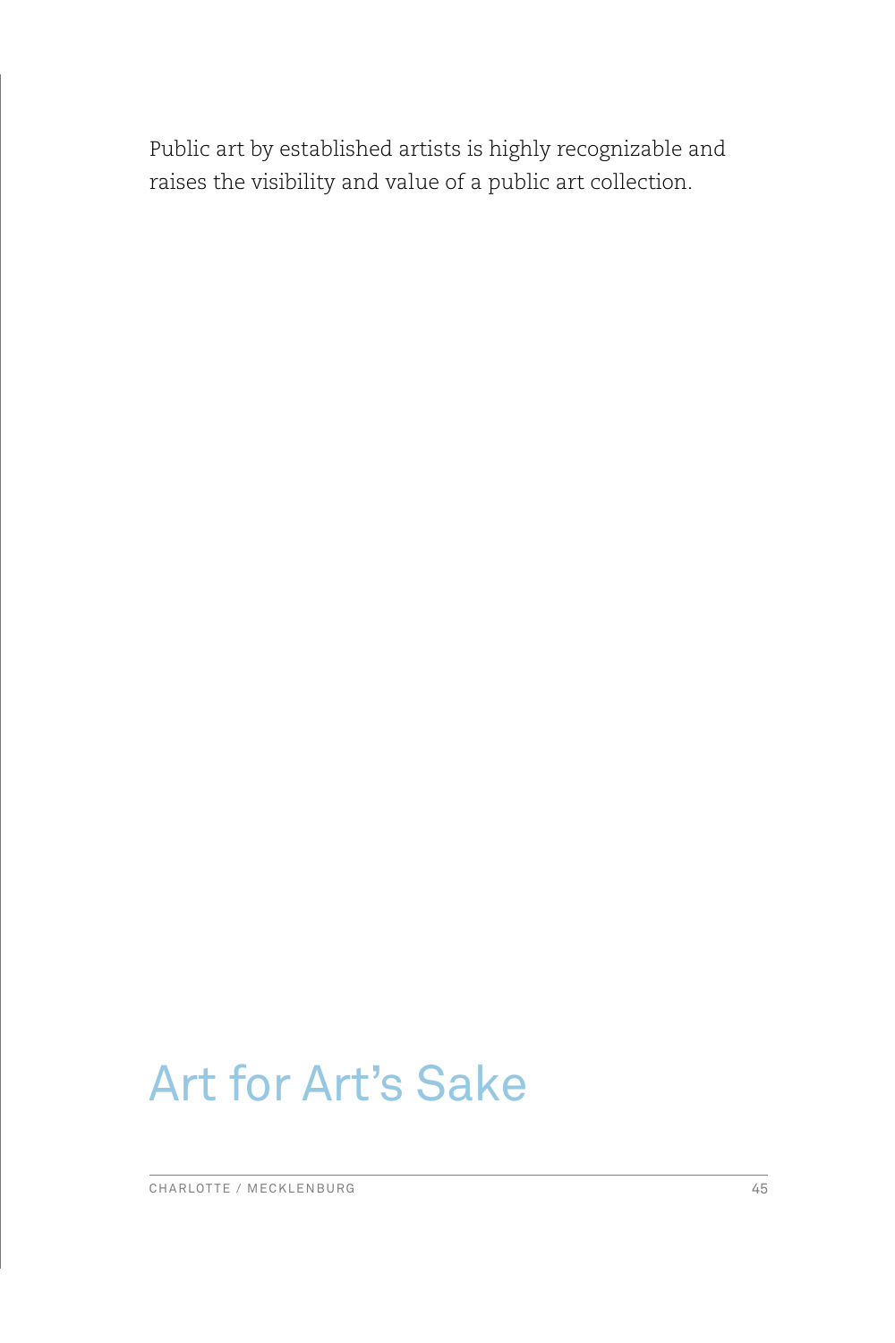Public art by established artists is highly recognizable and raises the visibility and value of a public art collection.

## Art for Art's Sake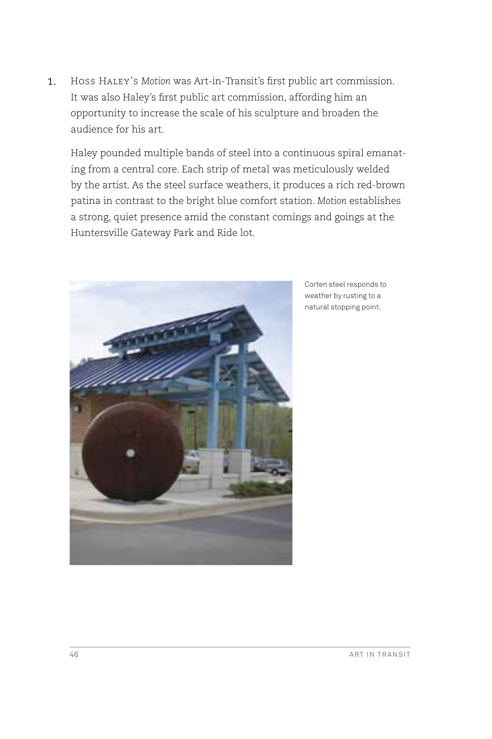1. Hoss Haley's *Motion* was Art-in-Transit's first public art commission. It was also Haley's first public art commission, affording him an opportunity to increase the scale of his sculpture and broaden the audience for his art.

   Haley pounded multiple bands of steel into a continuous spiral emanating from a central core. Each strip of metal was meticulously welded by the artist. As the steel surface weathers, it produces a rich red-brown patina in contrast to the bright blue comfort station. *Motion* establishes a strong, quiet presence amid the constant comings and goings at the Huntersville Gateway Park and Ride lot.

Corten steel responds to weather by rusting to a natural stopping point.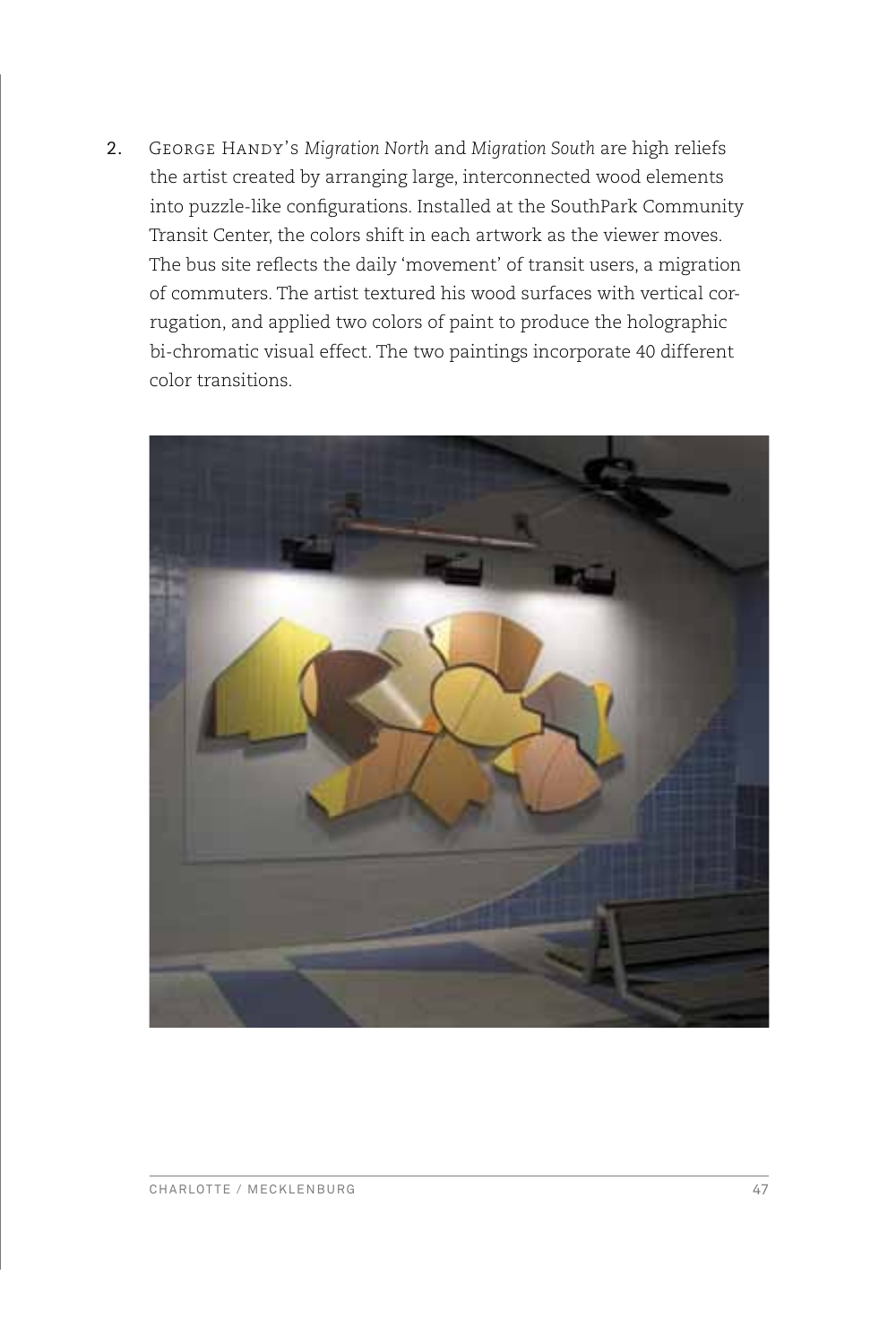2. George Handy's *Migration North* and *Migration South* are high reliefs the artist created by arranging large, interconnected wood elements into puzzle-like configurations. Installed at the SouthPark Community Transit Center, the colors shift in each artwork as the viewer moves. The bus site reflects the daily 'movement' of transit users, a migration of commuters. The artist textured his wood surfaces with vertical corrugation, and applied two colors of paint to produce the holographic bi-chromatic visual effect. The two paintings incorporate 40 different color transitions.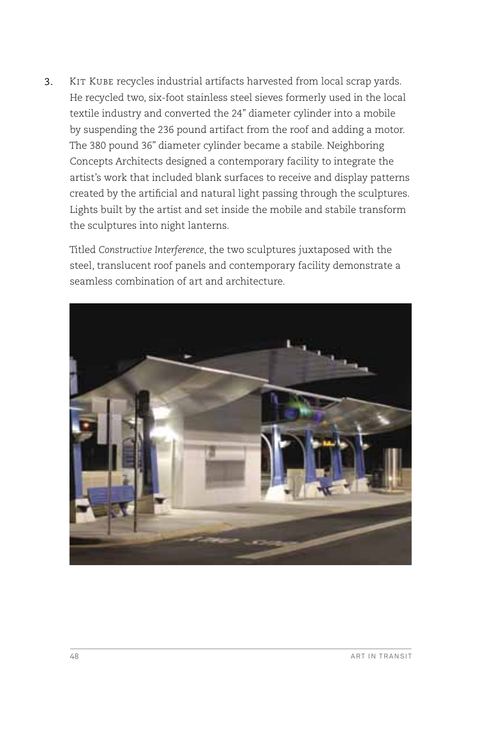3. Kit Kube recycles industrial artifacts harvested from local scrap yards. He recycled two, six-foot stainless steel sieves formerly used in the local textile industry and converted the 24" diameter cylinder into a mobile by suspending the 236 pound artifact from the roof and adding a motor. The 380 pound 36" diameter cylinder became a stabile. Neighboring Concepts Architects designed a contemporary facility to integrate the artist's work that included blank surfaces to receive and display patterns created by the artificial and natural light passing through the sculptures. Lights built by the artist and set inside the mobile and stabile transform the sculptures into night lanterns.

   Titled *Constructive Interference*, the two sculptures juxtaposed with the steel, translucent roof panels and contemporary facility demonstrate a seamless combination of art and architecture.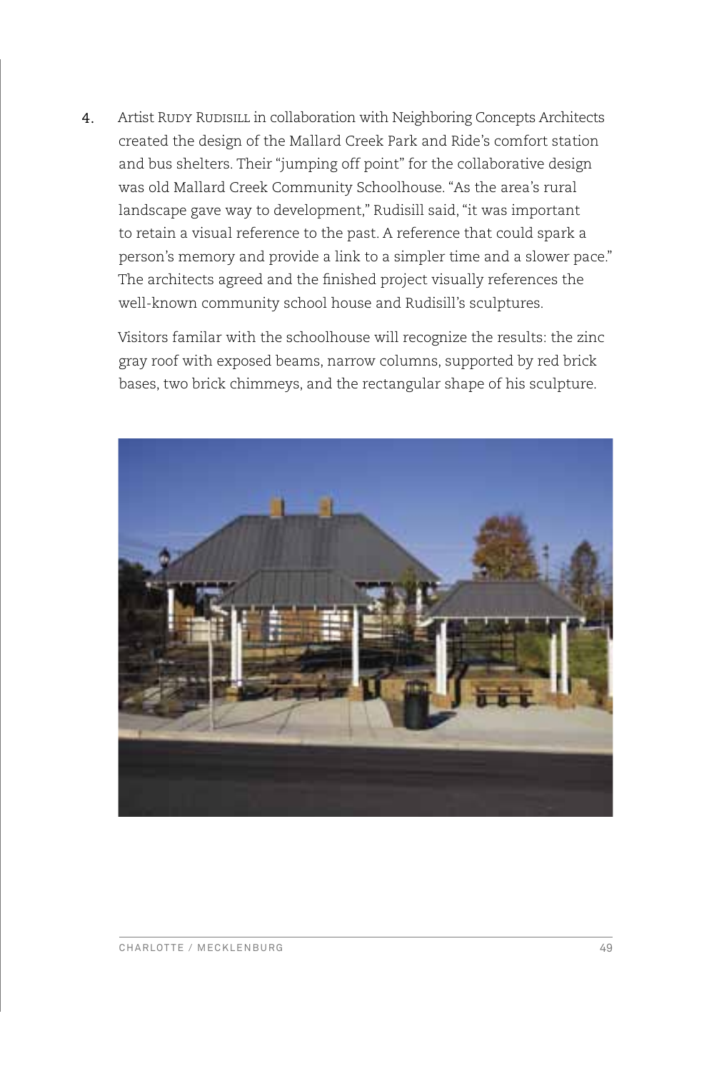4. Artist Rudy Rudisill in collaboration with Neighboring Concepts Architects created the design of the Mallard Creek Park and Ride's comfort station and bus shelters. Their "jumping off point" for the collaborative design was old Mallard Creek Community Schoolhouse. "As the area's rural landscape gave way to development," Rudisill said, "it was important to retain a visual reference to the past. A reference that could spark a person's memory and provide a link to a simpler time and a slower pace." The architects agreed and the finished project visually references the well-known community school house and Rudisill's sculptures.

   Visitors familar with the schoolhouse will recognize the results: the zinc gray roof with exposed beams, narrow columns, supported by red brick bases, two brick chimmeys, and the rectangular shape of his sculpture.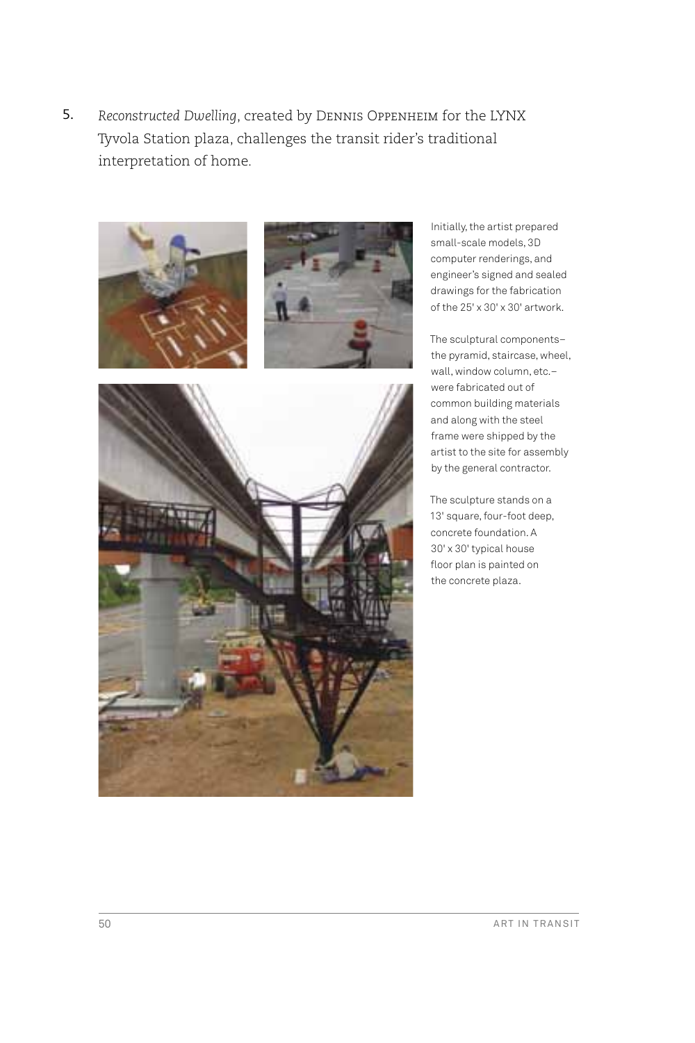5. *Reconstructed Dwelling*, created by Dennis Oppenheim for the LYNX Tyvola Station plaza, challenges the transit rider's traditional interpretation of home.

Initially, the artist prepared small-scale models, 3D computer renderings, and engineer's signed and sealed drawings for the fabrication of the 25' x 30' x 30' artwork.

The sculptural components–the pyramid, staircase, wheel, wall, window column, etc.–were fabricated out of common building materials and along with the steel frame were shipped by the artist to the site for assembly by the general contractor.

The sculpture stands on a 13' square, four-foot deep, concrete foundation. A 30' x 30' typical house floor plan is painted on the concrete plaza.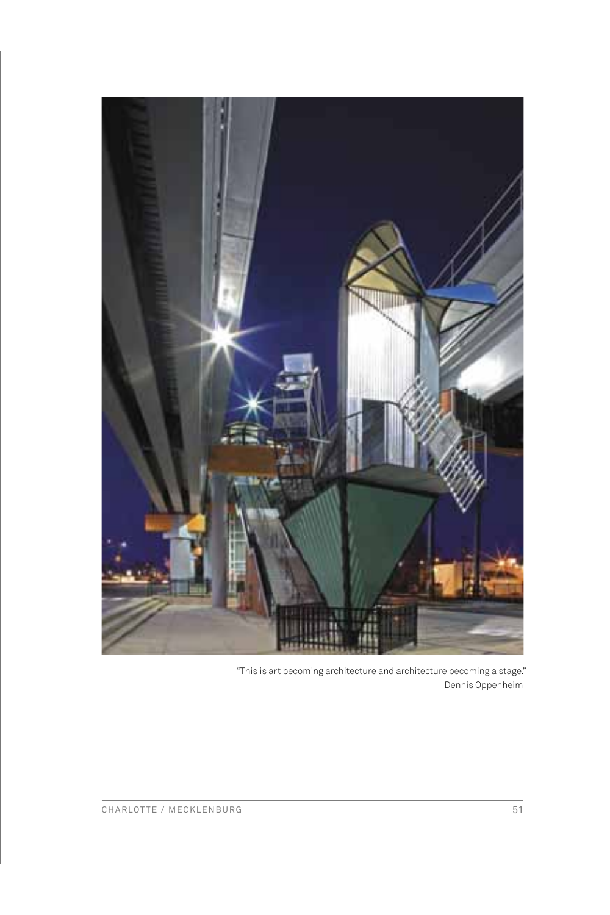“This is art becoming architecture and architecture becoming a stage.”
Dennis Oppenheim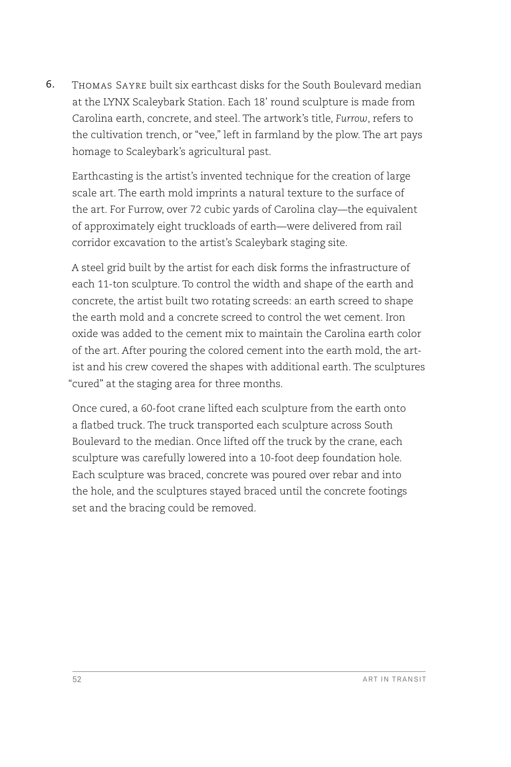6. Thomas Sayre built six earthcast disks for the South Boulevard median at the LYNX Scaleybark Station. Each 18' round sculpture is made from Carolina earth, concrete, and steel. The artwork's title, *Furrow*, refers to the cultivation trench, or "vee," left in farmland by the plow. The art pays homage to Scaleybark's agricultural past.

   Earthcasting is the artist's invented technique for the creation of large scale art. The earth mold imprints a natural texture to the surface of the art. For Furrow, over 72 cubic yards of Carolina clay—the equivalent of approximately eight truckloads of earth—were delivered from rail corridor excavation to the artist's Scaleybark staging site.

   A steel grid built by the artist for each disk forms the infrastructure of each 11-ton sculpture. To control the width and shape of the earth and concrete, the artist built two rotating screeds: an earth screed to shape the earth mold and a concrete screed to control the wet cement. Iron oxide was added to the cement mix to maintain the Carolina earth color of the art. After pouring the colored cement into the earth mold, the artist and his crew covered the shapes with additional earth. The sculptures "cured" at the staging area for three months.

   Once cured, a 60-foot crane lifted each sculpture from the earth onto a flatbed truck. The truck transported each sculpture across South Boulevard to the median. Once lifted off the truck by the crane, each sculpture was carefully lowered into a 10-foot deep foundation hole. Each sculpture was braced, concrete was poured over rebar and into the hole, and the sculptures stayed braced until the concrete footings set and the bracing could be removed.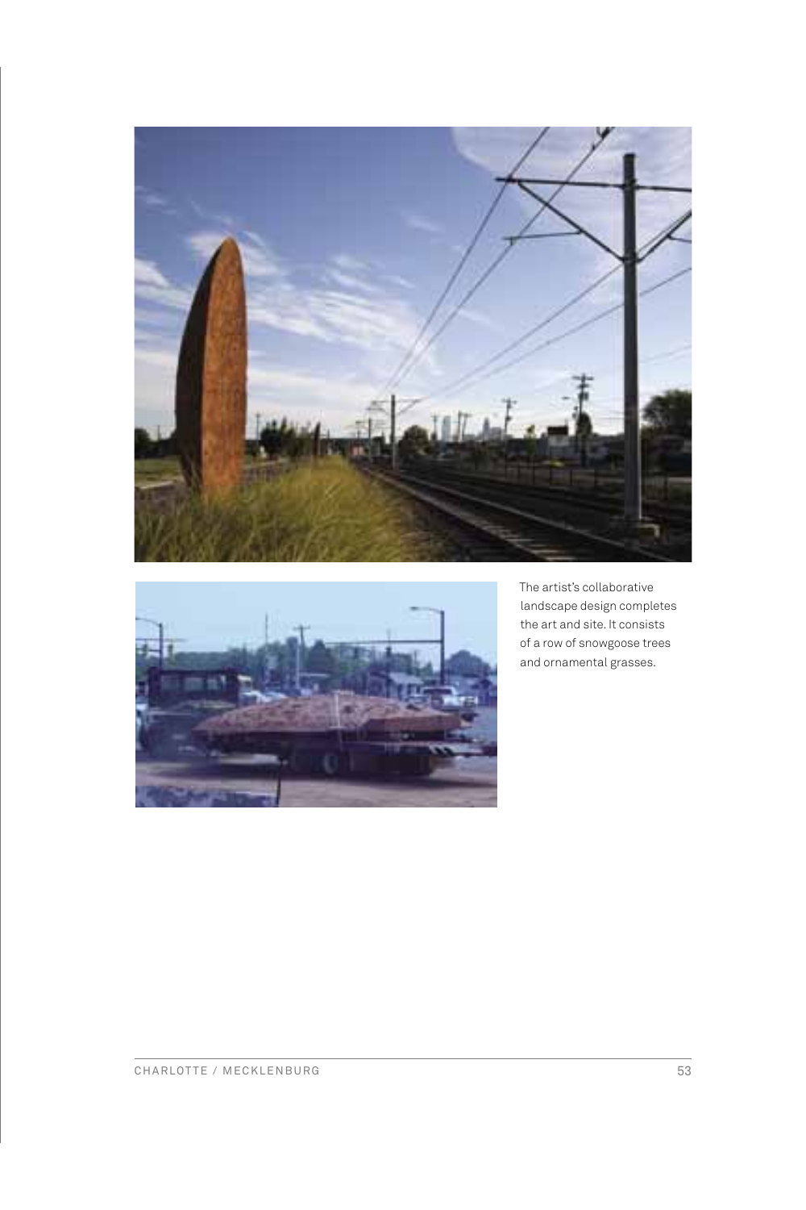The artist's collaborative landscape design completes the art and site. It consists of a row of snowgoose trees and ornamental grasses.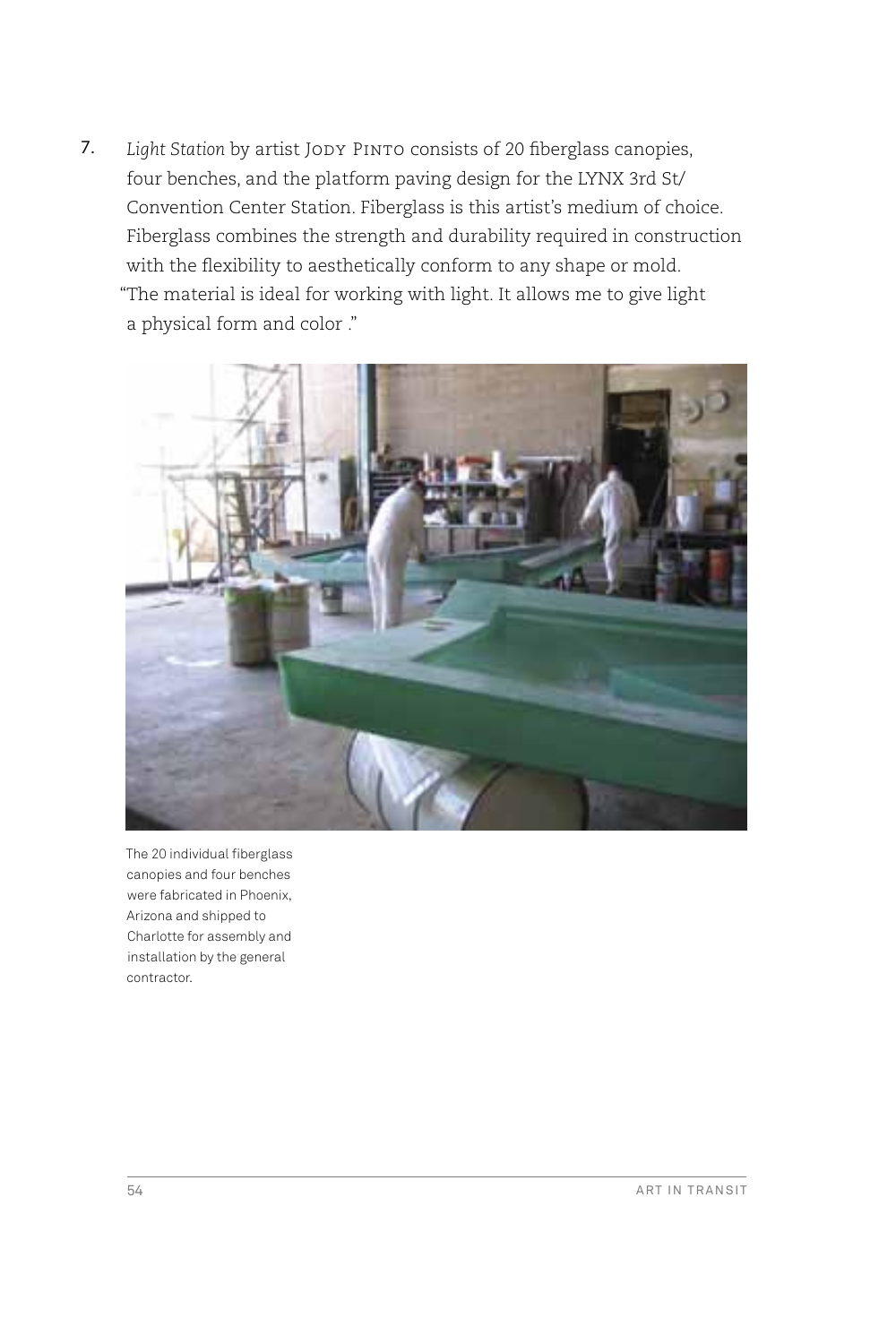7. *Light Station* by artist Jody Pinto consists of 20 fiberglass canopies, four benches, and the platform paving design for the LYNX 3rd St/ Convention Center Station. Fiberglass is this artist's medium of choice. Fiberglass combines the strength and durability required in construction with the flexibility to aesthetically conform to any shape or mold. "The material is ideal for working with light. It allows me to give light a physical form and color ."

The 20 individual fiberglass canopies and four benches were fabricated in Phoenix, Arizona and shipped to Charlotte for assembly and installation by the general contractor.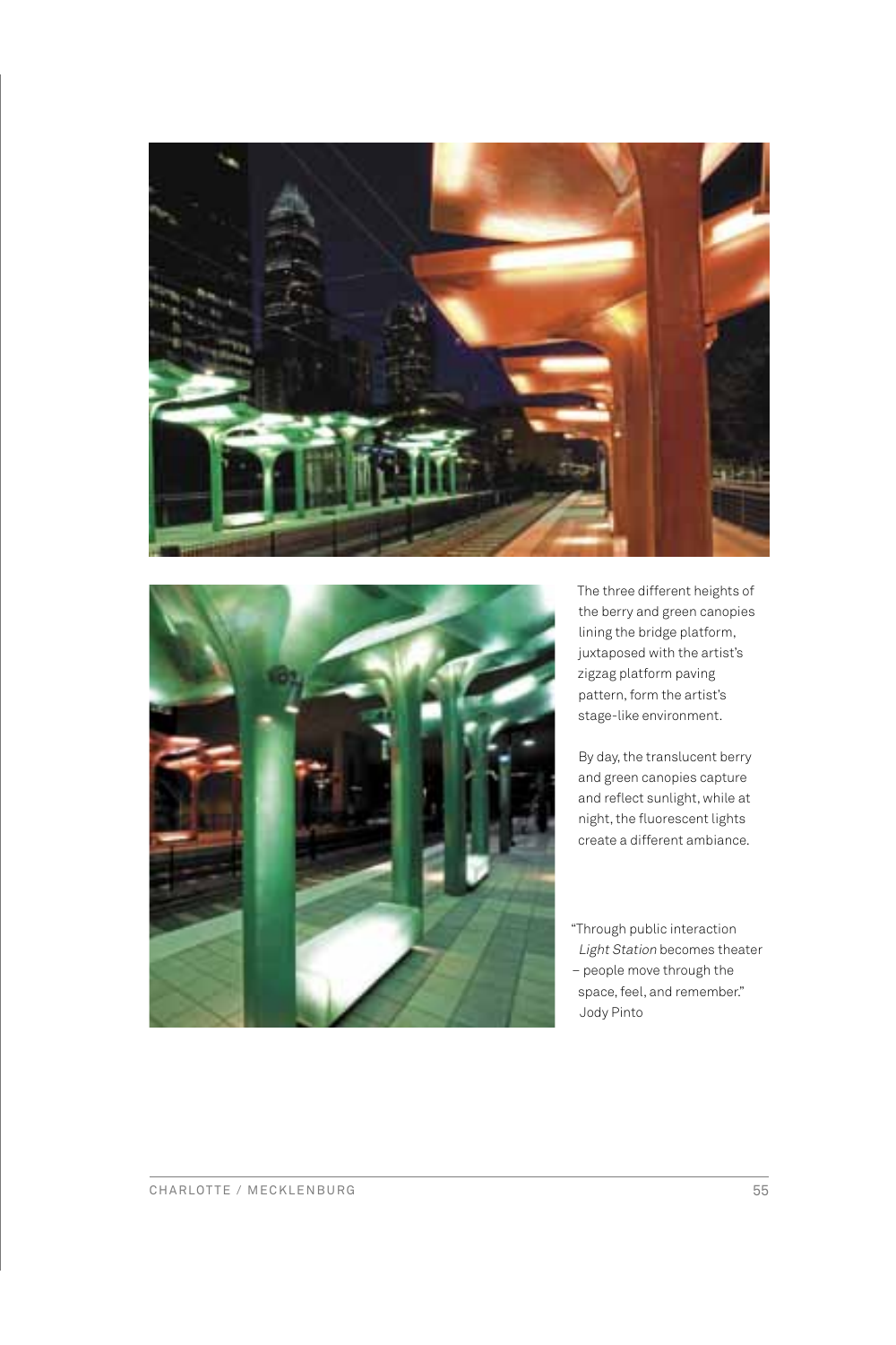The three different heights of the berry and green canopies lining the bridge platform, juxtaposed with the artist's zigzag platform paving pattern, form the artist's stage-like environment.

By day, the translucent berry and green canopies capture and reflect sunlight, while at night, the fluorescent lights create a different ambiance.

"Through public interaction *Light Station* becomes theater – people move through the space, feel, and remember."
Jody Pinto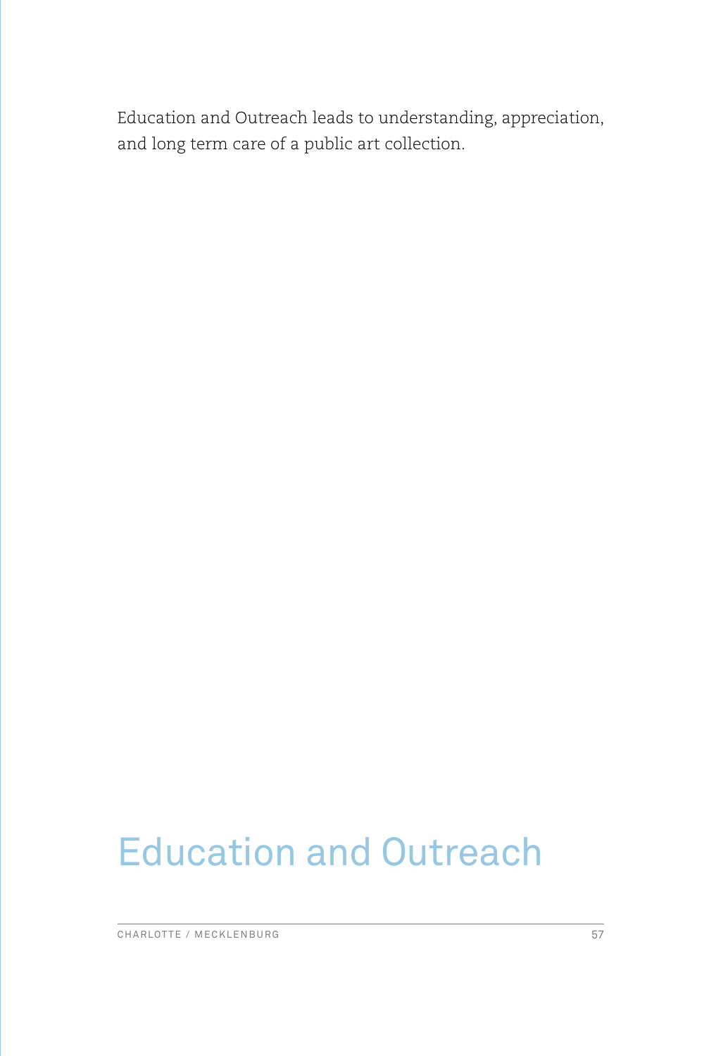Education and Outreach leads to understanding, appreciation, and long term care of a public art collection.

# Education and Outreach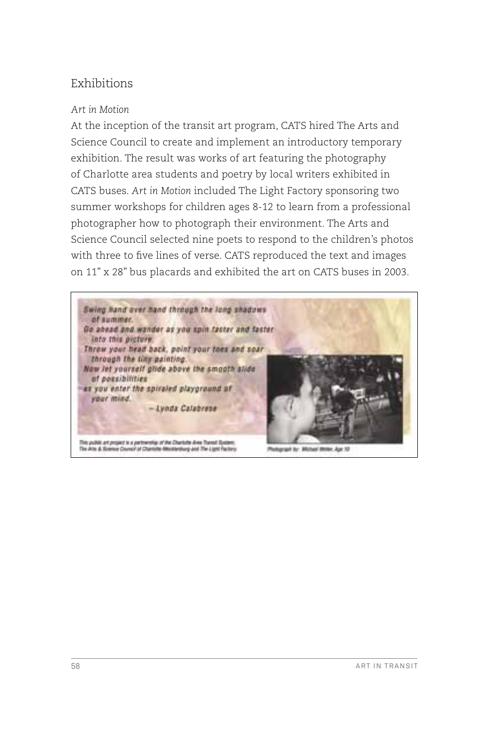## Exhibitions

*Art in Motion*

At the inception of the transit art program, CATS hired The Arts and Science Council to create and implement an introductory temporary exhibition. The result was works of art featuring the photography of Charlotte area students and poetry by local writers exhibited in CATS buses. *Art in Motion* included The Light Factory sponsoring two summer workshops for children ages 8-12 to learn from a professional photographer how to photograph their environment. The Arts and Science Council selected nine poets to respond to the children's photos with three to five lines of verse. CATS reproduced the text and images on 11" x 28" bus placards and exhibited the art on CATS buses in 2003.

*Swing hand over hand through the long shadows of summer.*
*Go ahead and wander as you spin faster and faster into this picture.*
*Throw your head back, point your toes and soar through the tiny painting.*
*Now let yourself glide above the smooth slide of possibilities*
*as you enter the spiraled playground of your mind.*

*– Lynda Calabrese*

This public art project is a partnership of the Charlotte Area Transit System, The Arts & Science Council of Charlotte-Mecklenburg and The Light Factory.

Photograph by: Michael Winter, Age 10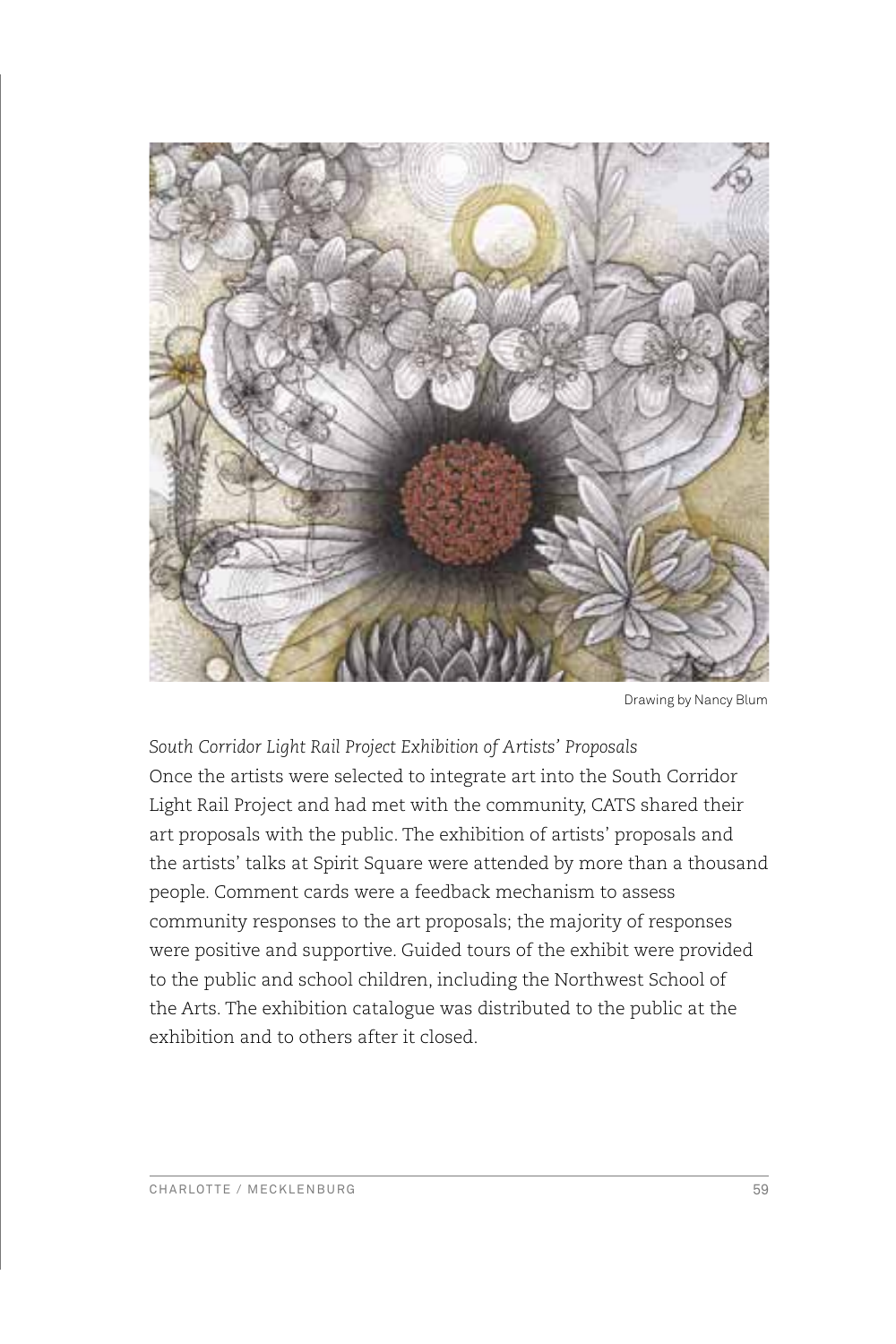Drawing by Nancy Blum

*South Corridor Light Rail Project Exhibition of Artists' Proposals*

Once the artists were selected to integrate art into the South Corridor Light Rail Project and had met with the community, CATS shared their art proposals with the public. The exhibition of artists' proposals and the artists' talks at Spirit Square were attended by more than a thousand people. Comment cards were a feedback mechanism to assess community responses to the art proposals; the majority of responses were positive and supportive. Guided tours of the exhibit were provided to the public and school children, including the Northwest School of the Arts. The exhibition catalogue was distributed to the public at the exhibition and to others after it closed.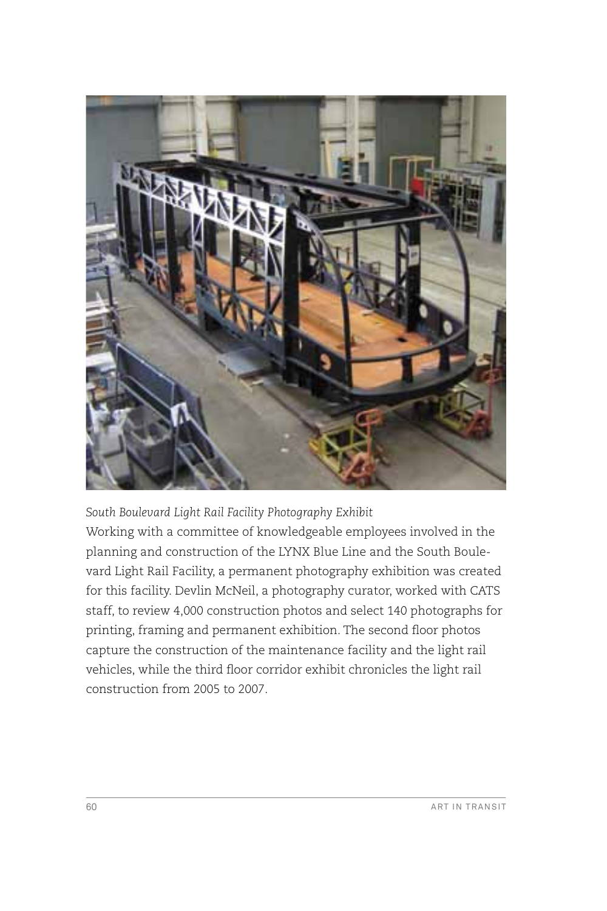*South Boulevard Light Rail Facility Photography Exhibit*

Working with a committee of knowledgeable employees involved in the planning and construction of the LYNX Blue Line and the South Boulevard Light Rail Facility, a permanent photography exhibition was created for this facility. Devlin McNeil, a photography curator, worked with CATS staff, to review 4,000 construction photos and select 140 photographs for printing, framing and permanent exhibition. The second floor photos capture the construction of the maintenance facility and the light rail vehicles, while the third floor corridor exhibit chronicles the light rail construction from 2005 to 2007.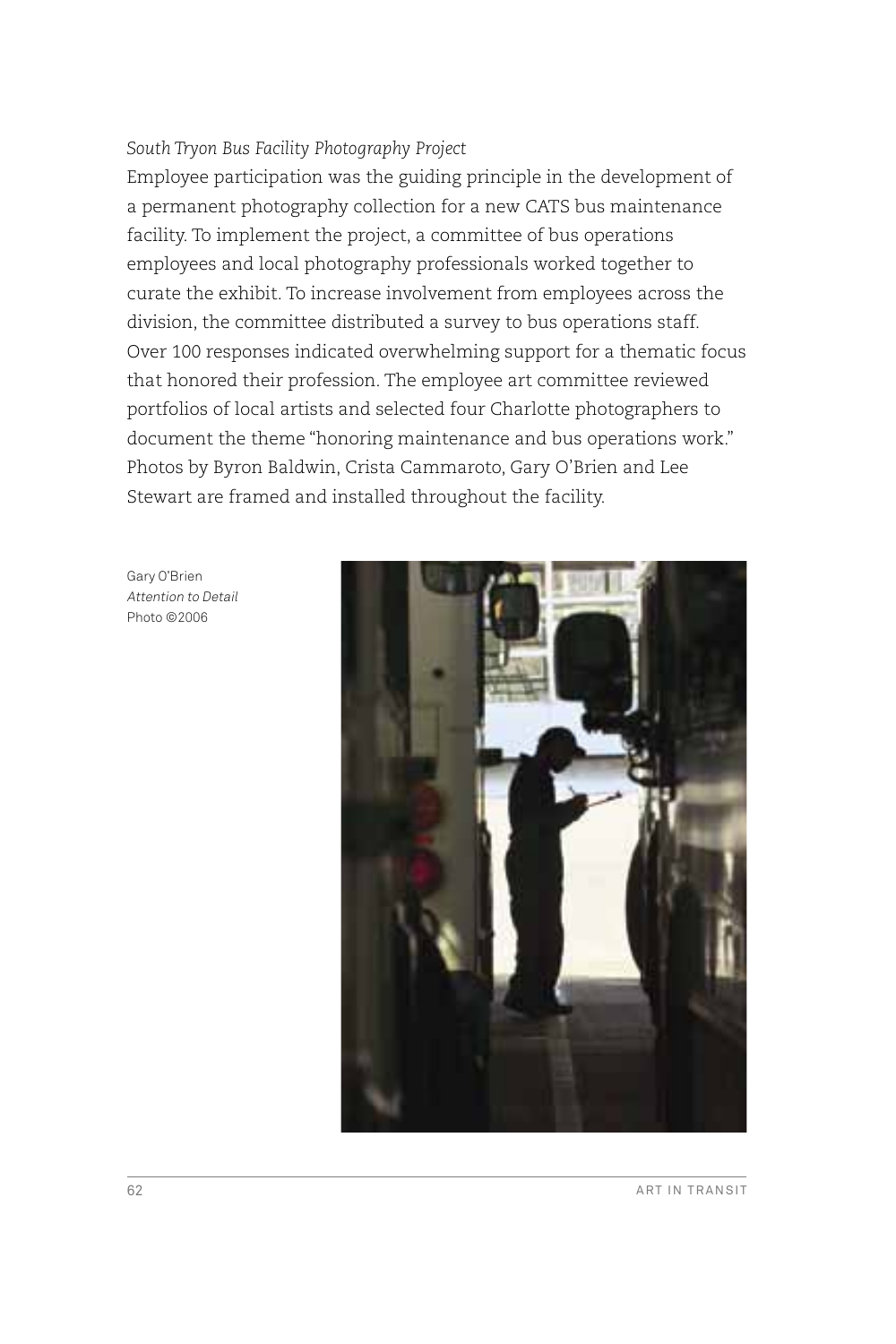*South Tryon Bus Facility Photography Project*

Employee participation was the guiding principle in the development of a permanent photography collection for a new CATS bus maintenance facility. To implement the project, a committee of bus operations employees and local photography professionals worked together to curate the exhibit. To increase involvement from employees across the division, the committee distributed a survey to bus operations staff. Over 100 responses indicated overwhelming support for a thematic focus that honored their profession. The employee art committee reviewed portfolios of local artists and selected four Charlotte photographers to document the theme "honoring maintenance and bus operations work." Photos by Byron Baldwin, Crista Cammaroto, Gary O'Brien and Lee Stewart are framed and installed throughout the facility.

Gary O'Brien
*Attention to Detail*
Photo ©2006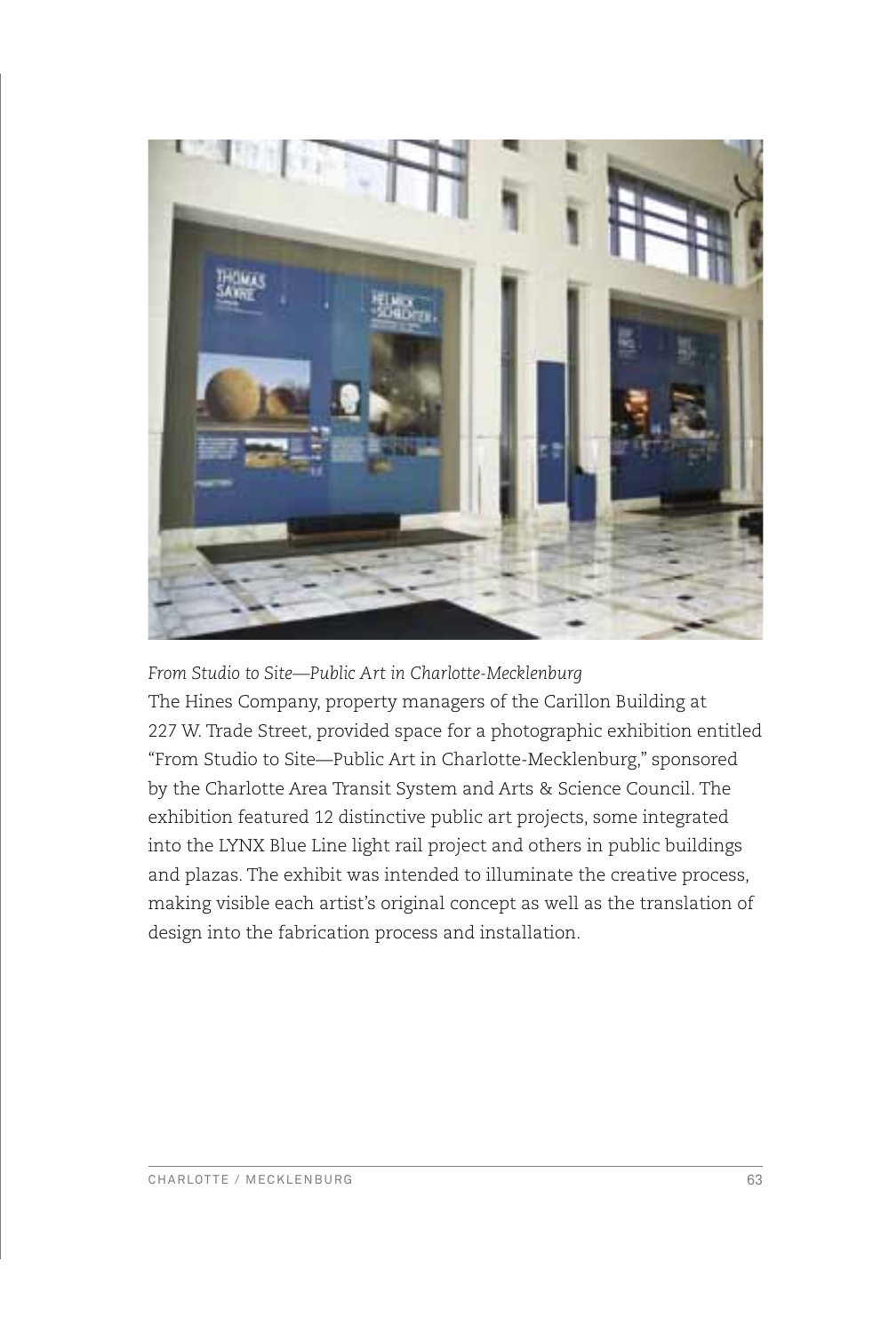*From Studio to Site—Public Art in Charlotte-Mecklenburg*

The Hines Company, property managers of the Carillon Building at 227 W. Trade Street, provided space for a photographic exhibition entitled "From Studio to Site—Public Art in Charlotte-Mecklenburg," sponsored by the Charlotte Area Transit System and Arts & Science Council. The exhibition featured 12 distinctive public art projects, some integrated into the LYNX Blue Line light rail project and others in public buildings and plazas. The exhibit was intended to illuminate the creative process, making visible each artist's original concept as well as the translation of design into the fabrication process and installation.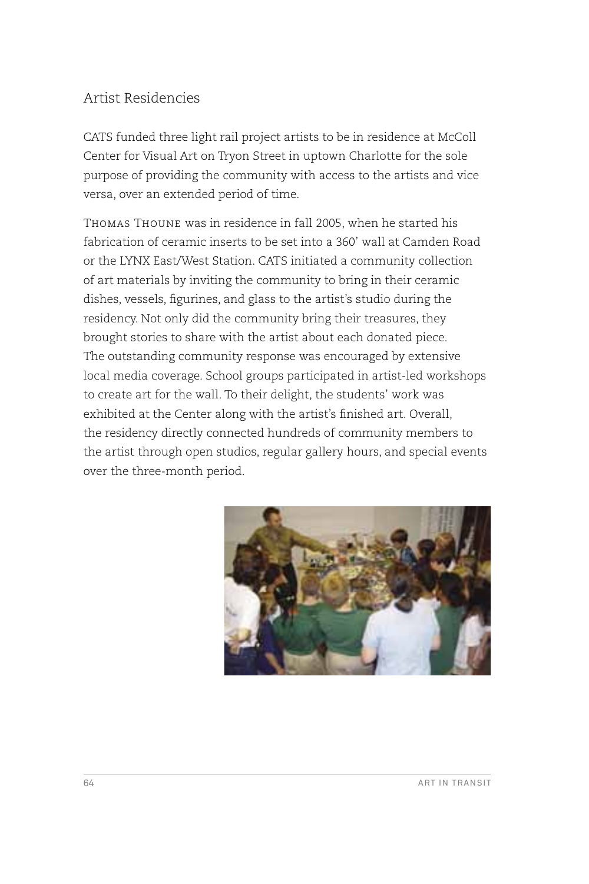## Artist Residencies

CATS funded three light rail project artists to be in residence at McColl Center for Visual Art on Tryon Street in uptown Charlotte for the sole purpose of providing the community with access to the artists and vice versa, over an extended period of time.

Thomas Thoune was in residence in fall 2005, when he started his fabrication of ceramic inserts to be set into a 360' wall at Camden Road or the LYNX East/West Station. CATS initiated a community collection of art materials by inviting the community to bring in their ceramic dishes, vessels, figurines, and glass to the artist's studio during the residency. Not only did the community bring their treasures, they brought stories to share with the artist about each donated piece. The outstanding community response was encouraged by extensive local media coverage. School groups participated in artist-led workshops to create art for the wall. To their delight, the students' work was exhibited at the Center along with the artist's finished art. Overall, the residency directly connected hundreds of community members to the artist through open studios, regular gallery hours, and special events over the three-month period.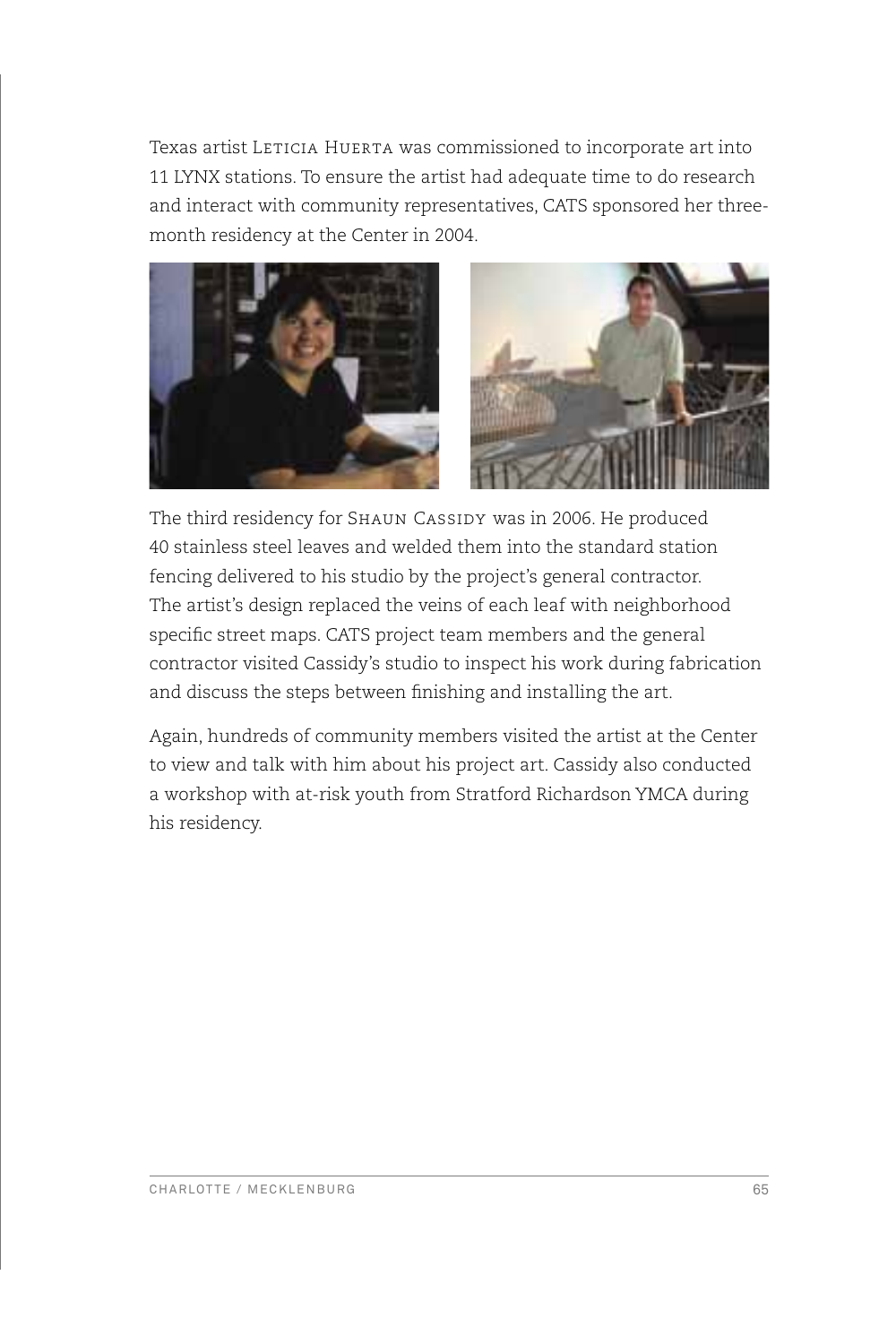Texas artist Leticia Huerta was commissioned to incorporate art into 11 LYNX stations. To ensure the artist had adequate time to do research and interact with community representatives, CATS sponsored her three-month residency at the Center in 2004.

The third residency for Shaun Cassidy was in 2006. He produced 40 stainless steel leaves and welded them into the standard station fencing delivered to his studio by the project's general contractor. The artist's design replaced the veins of each leaf with neighborhood specific street maps. CATS project team members and the general contractor visited Cassidy's studio to inspect his work during fabrication and discuss the steps between finishing and installing the art.

Again, hundreds of community members visited the artist at the Center to view and talk with him about his project art. Cassidy also conducted a workshop with at-risk youth from Stratford Richardson YMCA during his residency.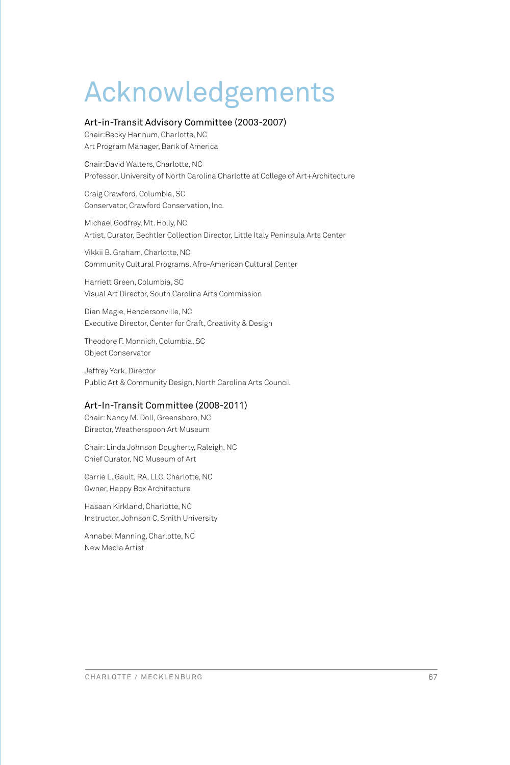# Acknowledgements

## Art-in-Transit Advisory Committee (2003-2007)

Chair:Becky Hannum, Charlotte, NC
Art Program Manager, Bank of America

Chair:David Walters, Charlotte, NC
Professor, University of North Carolina Charlotte at College of Art+Architecture

Craig Crawford, Columbia, SC
Conservator, Crawford Conservation, Inc.

Michael Godfrey, Mt. Holly, NC
Artist, Curator, Bechtler Collection Director, Little Italy Peninsula Arts Center

Vikkii B. Graham, Charlotte, NC
Community Cultural Programs, Afro-American Cultural Center

Harriett Green, Columbia, SC
Visual Art Director, South Carolina Arts Commission

Dian Magie, Hendersonville, NC
Executive Director, Center for Craft, Creativity & Design

Theodore F. Monnich, Columbia, SC
Object Conservator

Jeffrey York, Director
Public Art & Community Design, North Carolina Arts Council

## Art-In-Transit Committee (2008-2011)

Chair: Nancy M. Doll, Greensboro, NC
Director, Weatherspoon Art Museum

Chair: Linda Johnson Dougherty, Raleigh, NC
Chief Curator, NC Museum of Art

Carrie L. Gault, RA, LLC, Charlotte, NC
Owner, Happy Box Architecture

Hasaan Kirkland, Charlotte, NC
Instructor, Johnson C. Smith University

Annabel Manning, Charlotte, NC
New Media Artist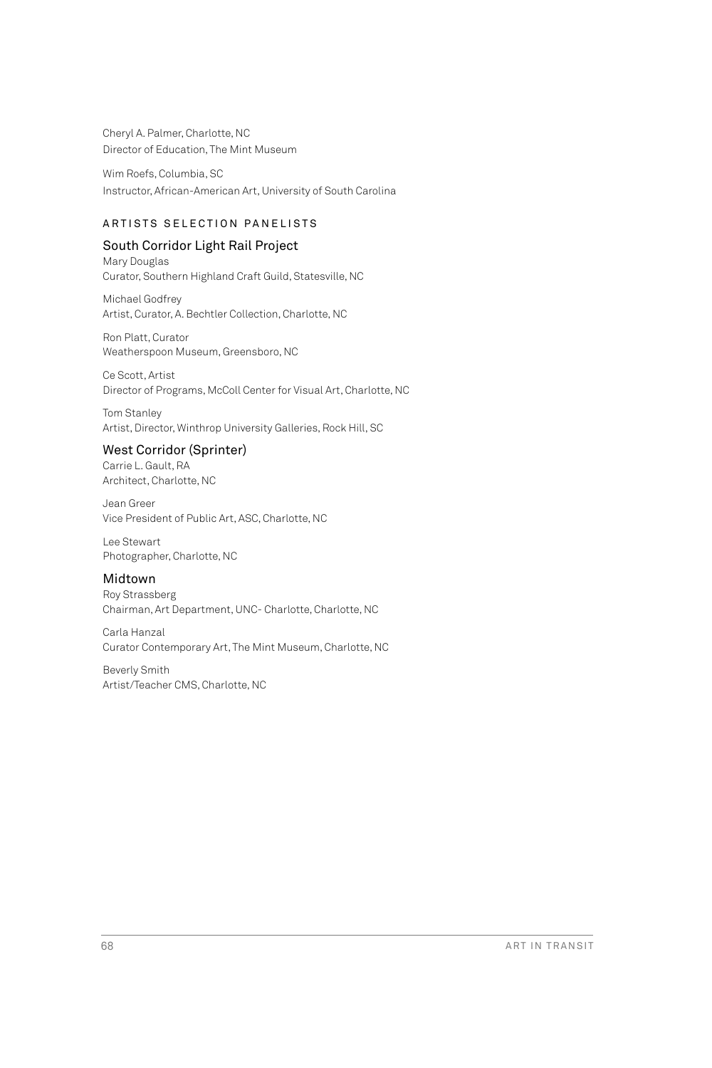Cheryl A. Palmer, Charlotte, NC
Director of Education, The Mint Museum

Wim Roefs, Columbia, SC
Instructor, African-American Art, University of South Carolina

## ARTISTS SELECTION PANELISTS

### South Corridor Light Rail Project

Mary Douglas
Curator, Southern Highland Craft Guild, Statesville, NC

Michael Godfrey
Artist, Curator, A. Bechtler Collection, Charlotte, NC

Ron Platt, Curator
Weatherspoon Museum, Greensboro, NC

Ce Scott, Artist
Director of Programs, McColl Center for Visual Art, Charlotte, NC

Tom Stanley
Artist, Director, Winthrop University Galleries, Rock Hill, SC

### West Corridor (Sprinter)

Carrie L. Gault, RA
Architect, Charlotte, NC

Jean Greer
Vice President of Public Art, ASC, Charlotte, NC

Lee Stewart
Photographer, Charlotte, NC

### Midtown

Roy Strassberg
Chairman, Art Department, UNC- Charlotte, Charlotte, NC

Carla Hanzal
Curator Contemporary Art, The Mint Museum, Charlotte, NC

Beverly Smith
Artist/Teacher CMS, Charlotte, NC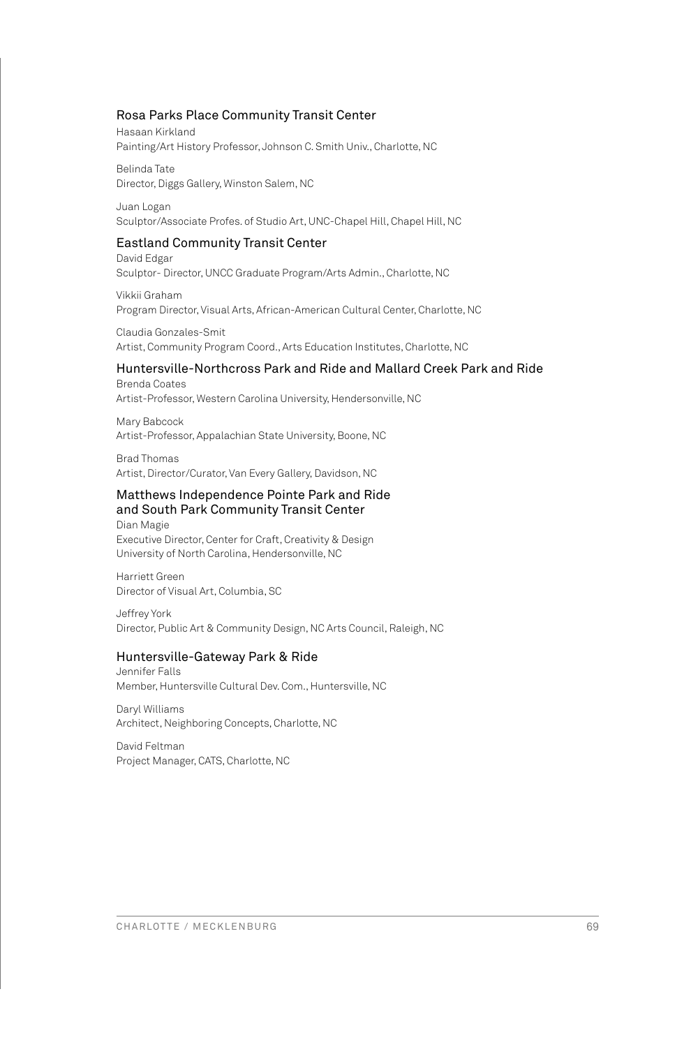### Rosa Parks Place Community Transit Center

Hasaan Kirkland
Painting/Art History Professor, Johnson C. Smith Univ., Charlotte, NC

Belinda Tate
Director, Diggs Gallery, Winston Salem, NC

Juan Logan
Sculptor/Associate Profes. of Studio Art, UNC-Chapel Hill, Chapel Hill, NC

### Eastland Community Transit Center

David Edgar
Sculptor- Director, UNCC Graduate Program/Arts Admin., Charlotte, NC

Vikkii Graham
Program Director, Visual Arts, African-American Cultural Center, Charlotte, NC

Claudia Gonzales-Smit
Artist, Community Program Coord., Arts Education Institutes, Charlotte, NC

### Huntersville-Northcross Park and Ride and Mallard Creek Park and Ride

Brenda Coates
Artist-Professor, Western Carolina University, Hendersonville, NC

Mary Babcock
Artist-Professor, Appalachian State University, Boone, NC

Brad Thomas
Artist, Director/Curator, Van Every Gallery, Davidson, NC

### Matthews Independence Pointe Park and Ride and South Park Community Transit Center

Dian Magie
Executive Director, Center for Craft, Creativity & Design
University of North Carolina, Hendersonville, NC

Harriett Green
Director of Visual Art, Columbia, SC

Jeffrey York
Director, Public Art & Community Design, NC Arts Council, Raleigh, NC

### Huntersville-Gateway Park & Ride

Jennifer Falls
Member, Huntersville Cultural Dev. Com., Huntersville, NC

Daryl Williams
Architect, Neighboring Concepts, Charlotte, NC

David Feltman
Project Manager, CATS, Charlotte, NC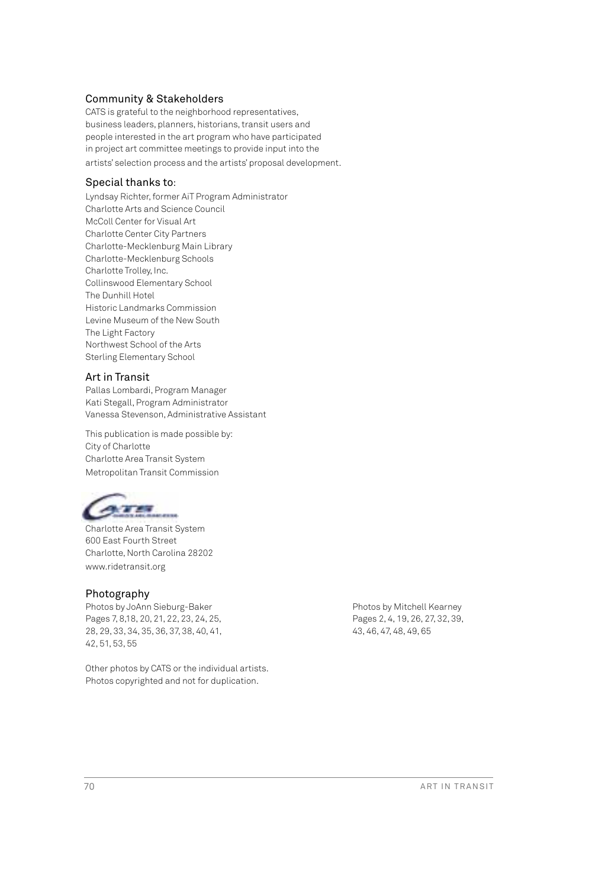## Community & Stakeholders

CATS is grateful to the neighborhood representatives, business leaders, planners, historians, transit users and people interested in the art program who have participated in project art committee meetings to provide input into the artists' selection process and the artists' proposal development.

## Special thanks to:

Lyndsay Richter, former AiT Program Administrator
Charlotte Arts and Science Council
McColl Center for Visual Art
Charlotte Center City Partners
Charlotte-Mecklenburg Main Library
Charlotte-Mecklenburg Schools
Charlotte Trolley, Inc.
Collinswood Elementary School
The Dunhill Hotel
Historic Landmarks Commission
Levine Museum of the New South
The Light Factory
Northwest School of the Arts
Sterling Elementary School

## Art in Transit

Pallas Lombardi, Program Manager
Kati Stegall, Program Administrator
Vanessa Stevenson, Administrative Assistant

This publication is made possible by:
City of Charlotte
Charlotte Area Transit System
Metropolitan Transit Commission

Charlotte Area Transit System
600 East Fourth Street
Charlotte, North Carolina 28202
www.ridetransit.org

## Photography

Photos by JoAnn Sieburg-Baker
Pages 7, 8,18, 20, 21, 22, 23, 24, 25, 28, 29, 33, 34, 35, 36, 37, 38, 40, 41, 42, 51, 53, 55

Photos by Mitchell Kearney
Pages 2, 4, 19, 26, 27, 32, 39, 43, 46, 47, 48, 49, 65

Other photos by CATS or the individual artists.
Photos copyrighted and not for duplication.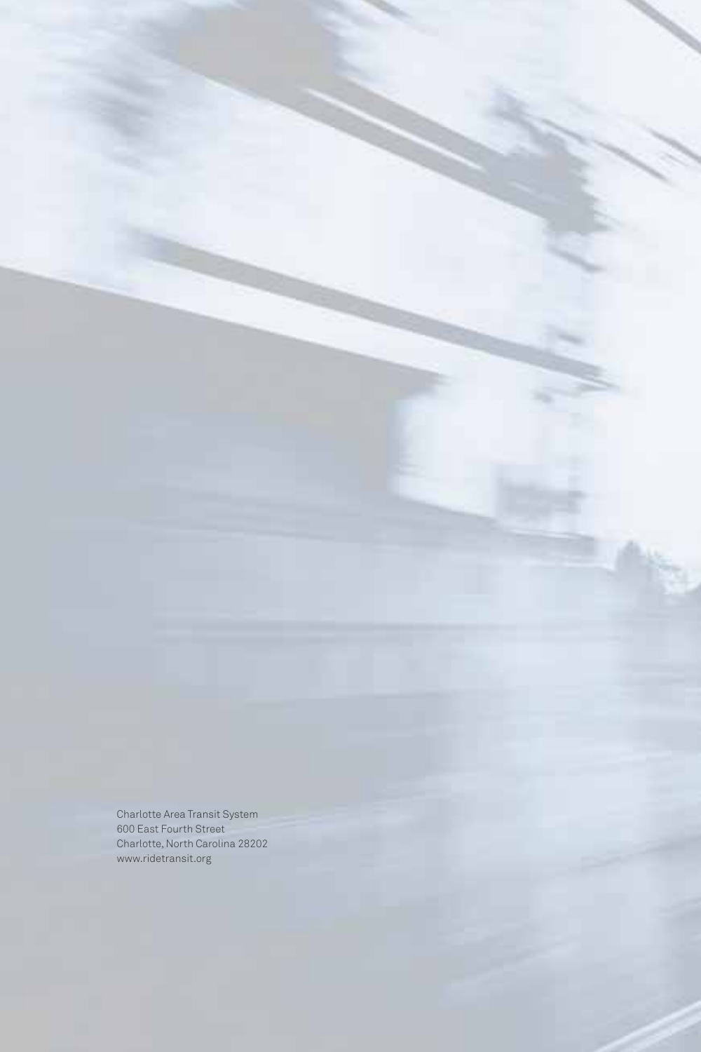Charlotte Area Transit System
600 East Fourth Street
Charlotte, North Carolina 28202
www.ridetransit.org